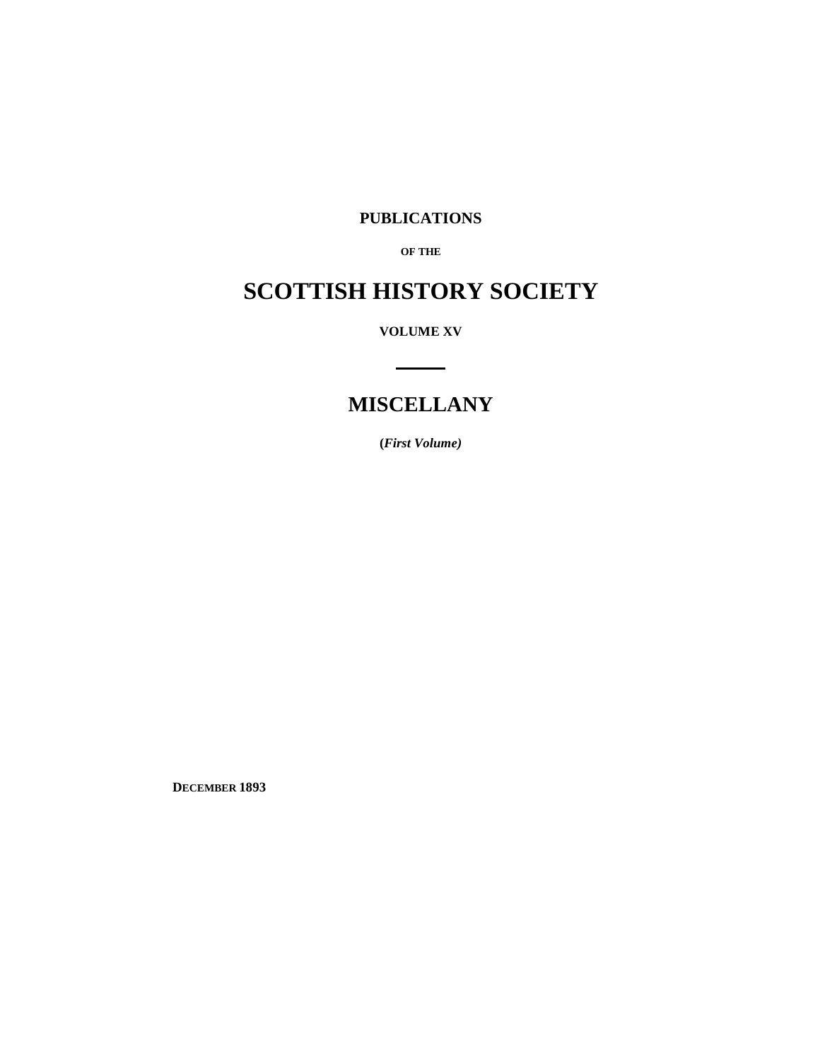**PUBLICATIONS**

**OF THE**

# SCOTTISH HISTORY SOCIETY

**VOLUME XV**

---

## MISCELLANY

**(*First Volume)***

**DECEMBER 1893**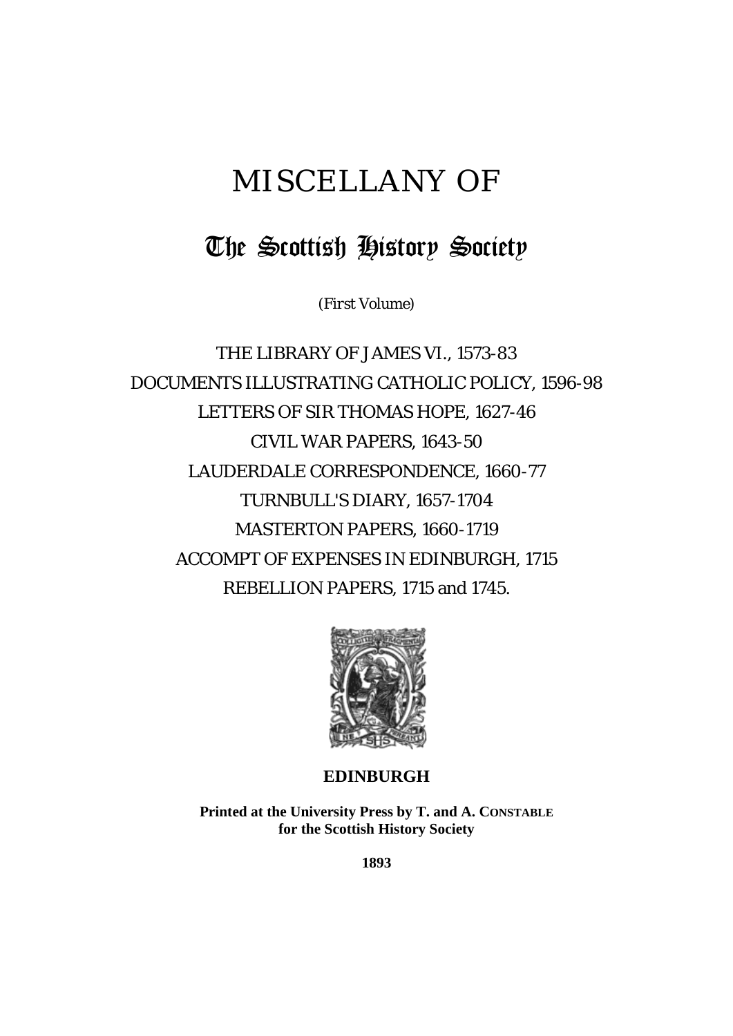# MISCELLANY OF

## The Scottish History Society

*(First Volume)*

THE LIBRARY OF JAMES VI., 1573-83

DOCUMENTS ILLUSTRATING CATHOLIC POLICY, 1596-98

LETTERS OF SIR THOMAS HOPE, 1627-46

CIVIL WAR PAPERS, 1643-50

LAUDERDALE CORRESPONDENCE, 1660-77

TURNBULL'S DIARY, 1657-1704

MASTERTON PAPERS, 1660-1719

ACCOMPT OF EXPENSES IN EDINBURGH, 1715

REBELLION PAPERS, 1715 and 1745.

**EDINBURGH**

**Printed at the University Press by T. and A. CONSTABLE for the Scottish History Society**

**1893**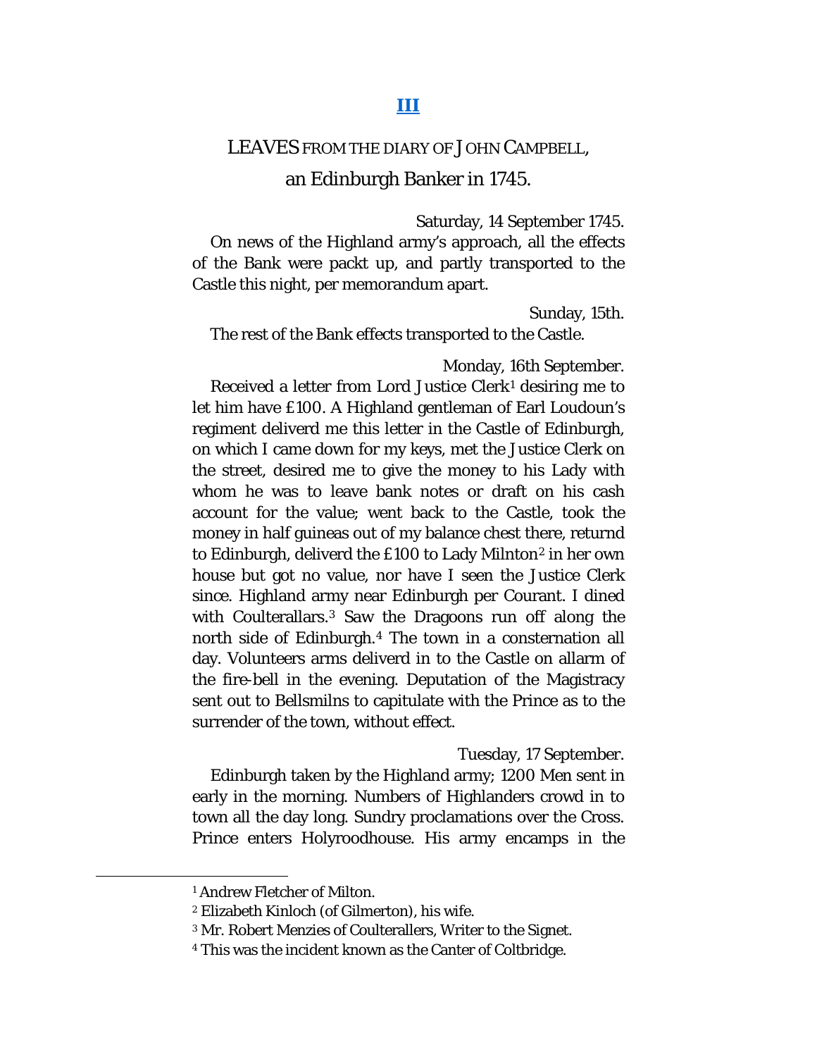## [III]

### LEAVES FROM THE DIARY OF JOHN CAMPBELL, an Edinburgh Banker in 1745.

Saturday, 14 September 1745.

On news of the Highland army's approach, all the effects of the Bank were packt up, and partly transported to the Castle this night, per memorandum apart.

Sunday, 15th.

The rest of the Bank effects transported to the Castle.

Monday, 16th September.

Received a letter from Lord Justice Clerk[1] desiring me to let him have £100. A Highland gentleman of Earl Loudoun's regiment deliverd me this letter in the Castle of Edinburgh, on which I came down for my keys, met the Justice Clerk on the street, desired me to give the money to his Lady with whom he was to leave bank notes or draft on his cash account for the value; went back to the Castle, took the money in half guineas out of my balance chest there, returnd to Edinburgh, deliverd the £100 to Lady Milnton[2] in her own house but got no value, nor have I seen the Justice Clerk since. Highland army near Edinburgh per Courant. I dined with Coulterallars.[3] Saw the Dragoons run off along the north side of Edinburgh.[4] The town in a consternation all day. Volunteers arms deliverd in to the Castle on allarm of the fire-bell in the evening. Deputation of the Magistracy sent out to Bellsmilns to capitulate with the Prince as to the surrender of the town, without effect.

Tuesday, 17 September.

Edinburgh taken by the Highland army; 1200 Men sent in early in the morning. Numbers of Highlanders crowd in to town all the day long. Sundry proclamations over the Cross. Prince enters Holyroodhouse. His army encamps in the

---

[1] Andrew Fletcher of Milton.

[2] Elizabeth Kinloch (of Gilmerton), his wife.

[3] Mr. Robert Menzies of Coulterallers, Writer to the Signet.

[4] This was the incident known as the Canter of Coltbridge.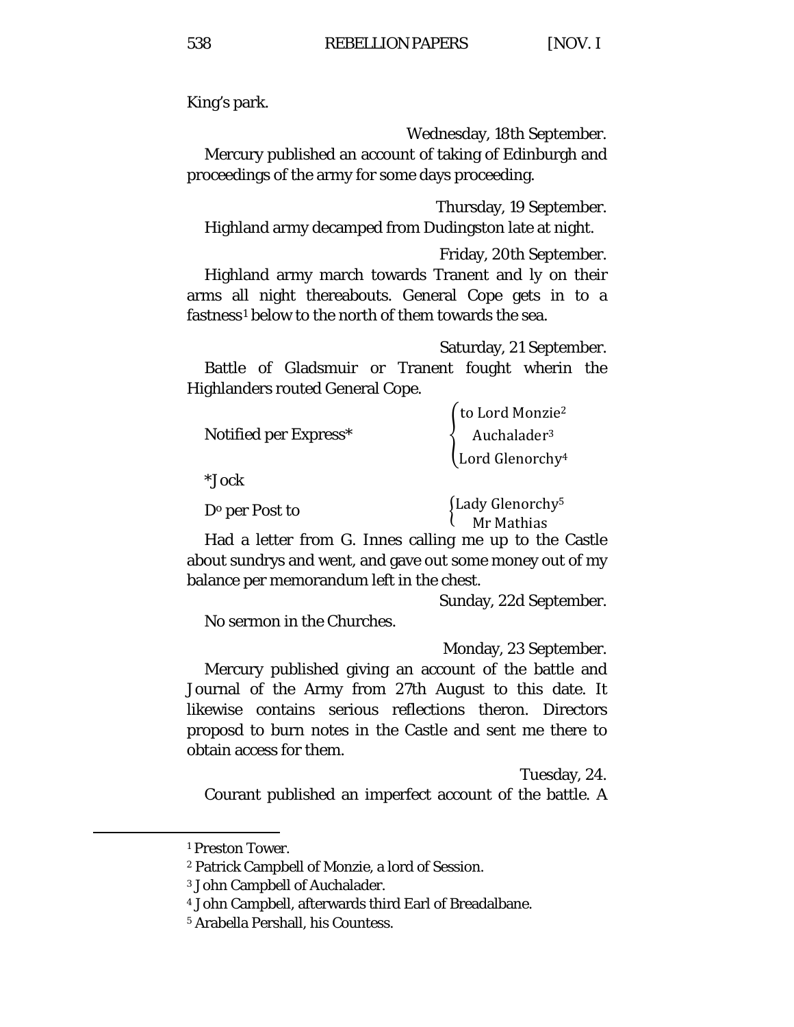King's park.

Wednesday, 18th September.

Mercury published an account of taking of Edinburgh and proceedings of the army for some days proceeding.

Thursday, 19 September.

Highland army decamped from Dudingston late at night.

Friday, 20th September.

Highland army march towards Tranent and ly on their arms all night thereabouts. General Cope gets in to a fastness[1] below to the north of them towards the sea.

Saturday, 21 September.

Battle of Gladsmuir or Tranent fought wherin the Highlanders routed General Cope.

Notified per Express* { to Lord Monzie[2], Auchalader[3], Lord Glenorchy[4] }

*Jock

D° per Post to { Lady Glenorchy[5], Mr Mathias }

Had a letter from G. Innes calling me up to the Castle about sundrys and went, and gave out some money out of my balance per memorandum left in the chest.

Sunday, 22d September.

No sermon in the Churches.

Monday, 23 September.

Mercury published giving an account of the battle and Journal of the Army from 27th August to this date. It likewise contains serious reflections theron. Directors proposd to burn notes in the Castle and sent me there to obtain access for them.

Tuesday, 24.

Courant published an imperfect account of the battle. A

---

[1] Preston Tower.

[2] Patrick Campbell of Monzie, a lord of Session.

[3] John Campbell of Auchalader.

[4] John Campbell, afterwards third Earl of Breadalbane.

[5] Arabella Pershall, his Countess.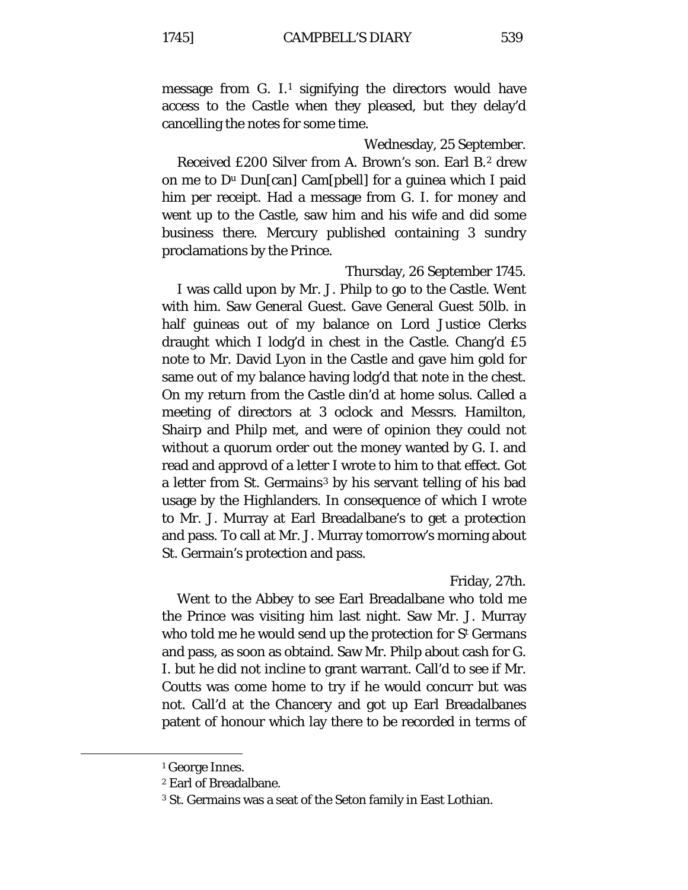message from G. I.[1] signifying the directors would have access to the Castle when they pleased, but they delay'd cancelling the notes for some time.

Wednesday, 25 September.

Received £200 Silver from A. Brown's son. Earl B.[2] drew on me to Du Dun[can] Cam[pbell] for a guinea which I paid him per receipt. Had a message from G. I. for money and went up to the Castle, saw him and his wife and did some business there. Mercury published containing 3 sundry proclamations by the Prince.

Thursday, 26 September 1745.

I was calld upon by Mr. J. Philp to go to the Castle. Went with him. Saw General Guest. Gave General Guest 50lb. in half guineas out of my balance on Lord Justice Clerks draught which I lodg'd in chest in the Castle. Chang'd £5 note to Mr. David Lyon in the Castle and gave him gold for same out of my balance having lodg'd that note in the chest. On my return from the Castle din'd at home solus. Called a meeting of directors at 3 oclock and Messrs. Hamilton, Shairp and Philp met, and were of opinion they could not without a quorum order out the money wanted by G. I. and read and approvd of a letter I wrote to him to that effect. Got a letter from St. Germains[3] by his servant telling of his bad usage by the Highlanders. In consequence of which I wrote to Mr. J. Murray at Earl Breadalbane's to get a protection and pass. To call at Mr. J. Murray tomorrow's morning about St. Germain's protection and pass.

Friday, 27th.

Went to the Abbey to see Earl Breadalbane who told me the Prince was visiting him last night. Saw Mr. J. Murray who told me he would send up the protection for St Germans and pass, as soon as obtaind. Saw Mr. Philp about cash for G. I. but he did not incline to grant warrant. Call'd to see if Mr. Coutts was come home to try if he would concurr but was not. Call'd at the Chancery and got up Earl Breadalbanes patent of honour which lay there to be recorded in terms of

---

[1] George Innes.

[2] Earl of Breadalbane.

[3] St. Germains was a seat of the Seton family in East Lothian.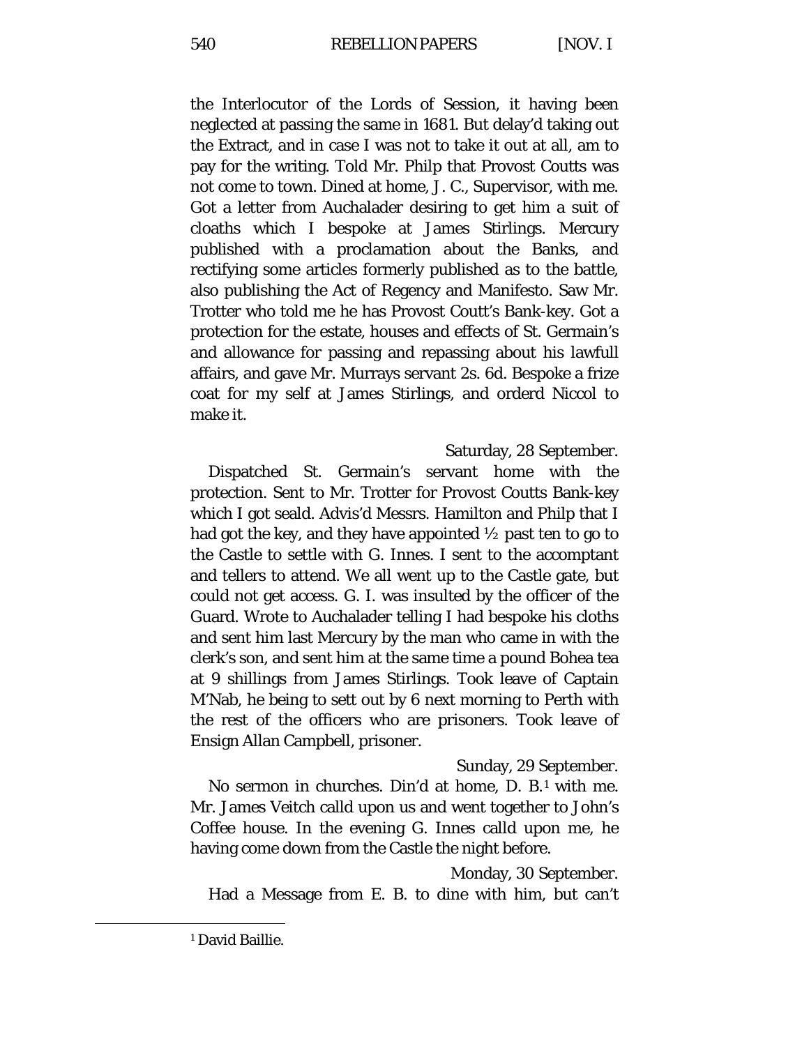the Interlocutor of the Lords of Session, it having been neglected at passing the same in 1681. But delay'd taking out the Extract, and in case I was not to take it out at all, am to pay for the writing. Told Mr. Philp that Provost Coutts was not come to town. Dined at home, J. C., Supervisor, with me. Got a letter from Auchalader desiring to get him a suit of cloaths which I bespoke at James Stirlings. Mercury published with a proclamation about the Banks, and rectifying some articles formerly published as to the battle, also publishing the Act of Regency and Manifesto. Saw Mr. Trotter who told me he has Provost Coutt's Bank-key. Got a protection for the estate, houses and effects of St. Germain's and allowance for passing and repassing about his lawfull affairs, and gave Mr. Murrays servant 2s. 6d. Bespoke a frize coat for my self at James Stirlings, and orderd Niccol to make it.

Saturday, 28 September.

Dispatched St. Germain's servant home with the protection. Sent to Mr. Trotter for Provost Coutts Bank-key which I got seald. Advis'd Messrs. Hamilton and Philp that I had got the key, and they have appointed ½ past ten to go to the Castle to settle with G. Innes. I sent to the accomptant and tellers to attend. We all went up to the Castle gate, but could not get access. G. I. was insulted by the officer of the Guard. Wrote to Auchalader telling I had bespoke his cloths and sent him last Mercury by the man who came in with the clerk's son, and sent him at the same time a pound Bohea tea at 9 shillings from James Stirlings. Took leave of Captain M'Nab, he being to sett out by 6 next morning to Perth with the rest of the officers who are prisoners. Took leave of Ensign Allan Campbell, prisoner.

Sunday, 29 September.

No sermon in churches. Din'd at home, D. B.[1] with me. Mr. James Veitch calld upon us and went together to John's Coffee house. In the evening G. Innes calld upon me, he having come down from the Castle the night before.

Monday, 30 September.

Had a Message from E. B. to dine with him, but can't

[1] David Baillie.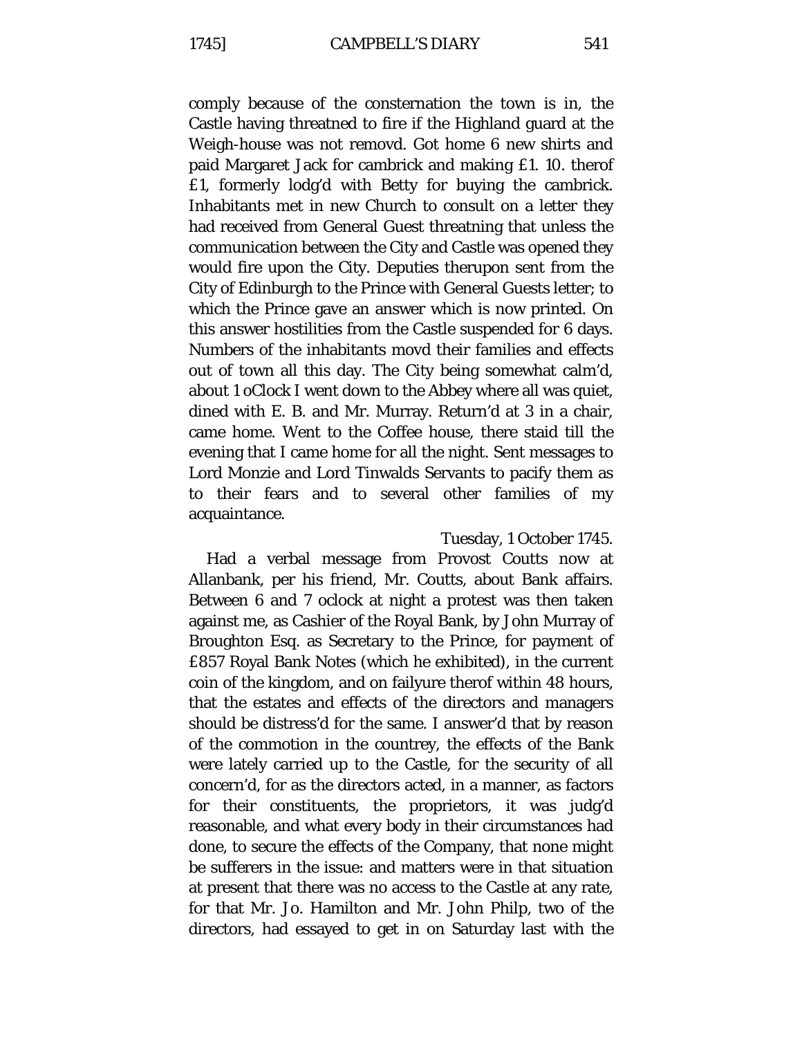comply because of the consternation the town is in, the Castle having threatned to fire if the Highland guard at the Weigh-house was not removd. Got home 6 new shirts and paid Margaret Jack for cambrick and making £1. 10. therof £1, formerly lodg'd with Betty for buying the cambrick. Inhabitants met in new Church to consult on a letter they had received from General Guest threatning that unless the communication between the City and Castle was opened they would fire upon the City. Deputies therupon sent from the City of Edinburgh to the Prince with General Guests letter; to which the Prince gave an answer which is now printed. On this answer hostilities from the Castle suspended for 6 days. Numbers of the inhabitants movd their families and effects out of town all this day. The City being somewhat calm'd, about 1 oClock I went down to the Abbey where all was quiet, dined with E. B. and Mr. Murray. Return'd at 3 in a chair, came home. Went to the Coffee house, there staid till the evening that I came home for all the night. Sent messages to Lord Monzie and Lord Tinwalds Servants to pacify them as to their fears and to several other families of my acquaintance.

Tuesday, 1 October 1745.

Had a verbal message from Provost Coutts now at Allanbank, per his friend, Mr. Coutts, about Bank affairs. Between 6 and 7 oclock at night a protest was then taken against me, as Cashier of the Royal Bank, by John Murray of Broughton Esq. as Secretary to the Prince, for payment of £857 Royal Bank Notes (which he exhibited), in the current coin of the kingdom, and on failyure therof within 48 hours, that the estates and effects of the directors and managers should be distress'd for the same. I answer'd that by reason of the commotion in the countrey, the effects of the Bank were lately carried up to the Castle, for the security of all concern'd, for as the directors acted, in a manner, as factors for their constituents, the proprietors, it was judg'd reasonable, and what every body in their circumstances had done, to secure the effects of the Company, that none might be sufferers in the issue: and matters were in that situation at present that there was no access to the Castle at any rate, for that Mr. Jo. Hamilton and Mr. John Philp, two of the directors, had essayed to get in on Saturday last with the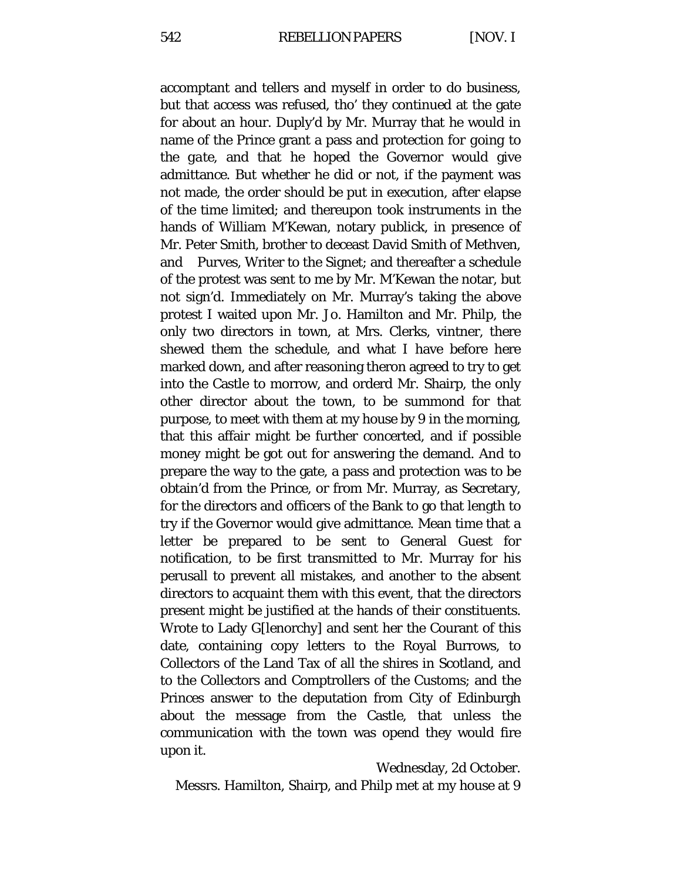accomptant and tellers and myself in order to do business, but that access was refused, tho' they continued at the gate for about an hour. Duply'd by Mr. Murray that he would in name of the Prince grant a pass and protection for going to the gate, and that he hoped the Governor would give admittance. But whether he did or not, if the payment was not made, the order should be put in execution, after elapse of the time limited; and thereupon took instruments in the hands of William M'Kewan, notary publick, in presence of Mr. Peter Smith, brother to deceast David Smith of Methven, and  Purves, Writer to the Signet; and thereafter a schedule of the protest was sent to me by Mr. M'Kewan the notar, but not sign'd. Immediately on Mr. Murray's taking the above protest I waited upon Mr. Jo. Hamilton and Mr. Philp, the only two directors in town, at Mrs. Clerks, vintner, there shewed them the schedule, and what I have before here marked down, and after reasoning theron agreed to try to get into the Castle to morrow, and orderd Mr. Shairp, the only other director about the town, to be summond for that purpose, to meet with them at my house by 9 in the morning, that this affair might be further concerted, and if possible money might be got out for answering the demand. And to prepare the way to the gate, a pass and protection was to be obtain'd from the Prince, or from Mr. Murray, as Secretary, for the directors and officers of the Bank to go that length to try if the Governor would give admittance. Mean time that a letter be prepared to be sent to General Guest for notification, to be first transmitted to Mr. Murray for his perusall to prevent all mistakes, and another to the absent directors to acquaint them with this event, that the directors present might be justified at the hands of their constituents. Wrote to Lady G[lenorchy] and sent her the Courant of this date, containing copy letters to the Royal Burrows, to Collectors of the Land Tax of all the shires in Scotland, and to the Collectors and Comptrollers of the Customs; and the Princes answer to the deputation from City of Edinburgh about the message from the Castle, that unless the communication with the town was opend they would fire upon it.

Wednesday, 2d October.

Messrs. Hamilton, Shairp, and Philp met at my house at 9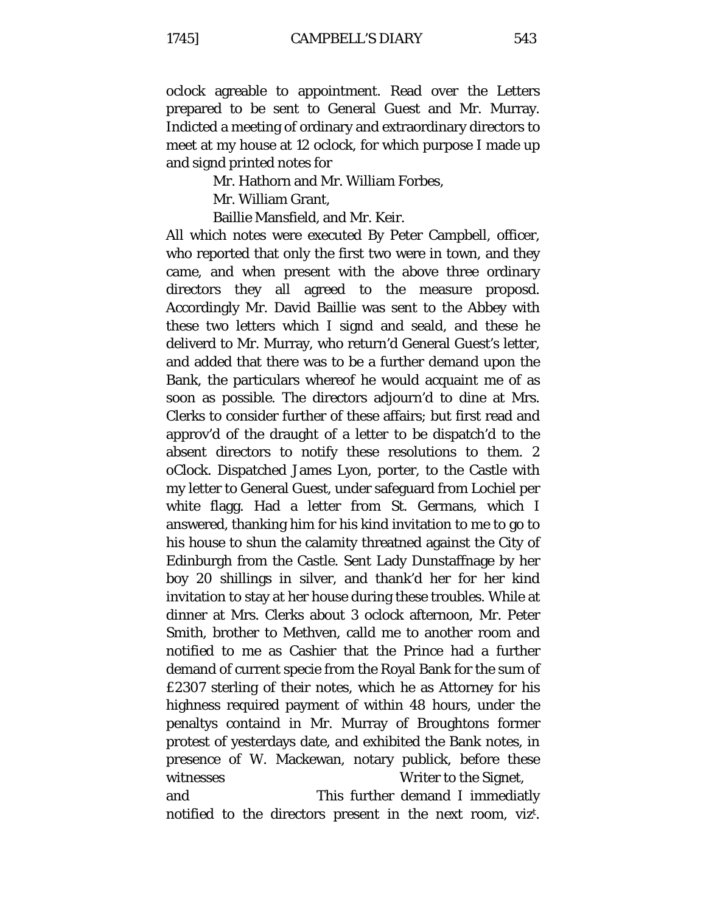oclock agreable to appointment. Read over the Letters prepared to be sent to General Guest and Mr. Murray. Indicted a meeting of ordinary and extraordinary directors to meet at my house at 12 oclock, for which purpose I made up and signd printed notes for

> Mr. Hathorn and Mr. William Forbes,
> Mr. William Grant,
> Baillie Mansfield, and Mr. Keir.

All which notes were executed By Peter Campbell, officer, who reported that only the first two were in town, and they came, and when present with the above three ordinary directors they all agreed to the measure proposd. Accordingly Mr. David Baillie was sent to the Abbey with these two letters which I signd and seald, and these he deliverd to Mr. Murray, who return'd General Guest's letter, and added that there was to be a further demand upon the Bank, the particulars whereof he would acquaint me of as soon as possible. The directors adjourn'd to dine at Mrs. Clerks to consider further of these affairs; but first read and approv'd of the draught of a letter to be dispatch'd to the absent directors to notify these resolutions to them. 2 oClock. Dispatched James Lyon, porter, to the Castle with my letter to General Guest, under safeguard from Lochiel per white flagg. Had a letter from St. Germans, which I answered, thanking him for his kind invitation to me to go to his house to shun the calamity threatned against the City of Edinburgh from the Castle. Sent Lady Dunstaffnage by her boy 20 shillings in silver, and thank'd her for her kind invitation to stay at her house during these troubles. While at dinner at Mrs. Clerks about 3 oclock afternoon, Mr. Peter Smith, brother to Methven, calld me to another room and notified to me as Cashier that the Prince had a further demand of current specie from the Royal Bank for the sum of £2307 sterling of their notes, which he as Attorney for his highness required payment of within 48 hours, under the penaltys containd in Mr. Murray of Broughtons former protest of yesterdays date, and exhibited the Bank notes, in presence of W. Mackewan, notary publick, before these witnesses                Writer to the Signet, and                This further demand I immediatly notified to the directors present in the next room, viz[t].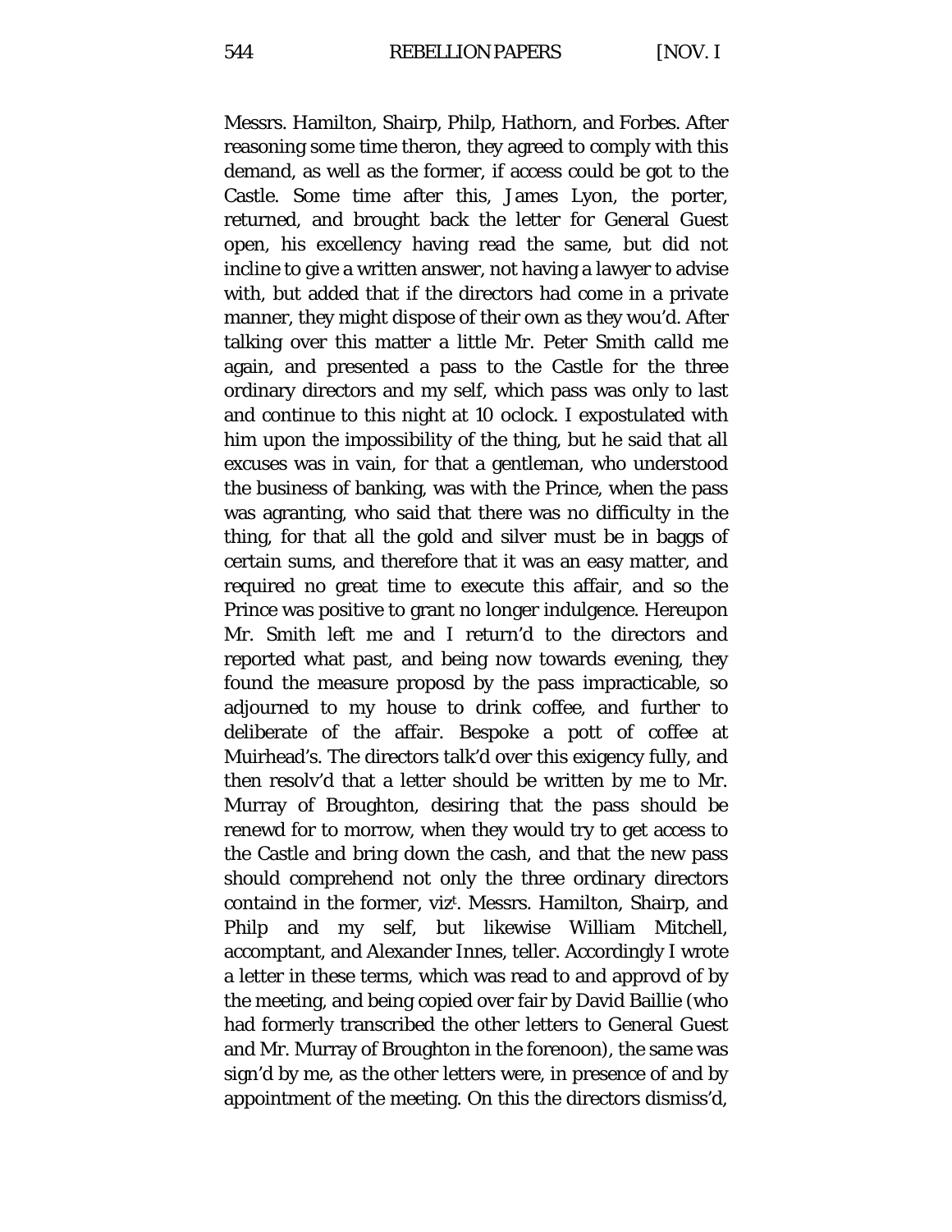Messrs. Hamilton, Shairp, Philp, Hathorn, and Forbes. After reasoning some time theron, they agreed to comply with this demand, as well as the former, if access could be got to the Castle. Some time after this, James Lyon, the porter, returned, and brought back the letter for General Guest open, his excellency having read the same, but did not incline to give a written answer, not having a lawyer to advise with, but added that if the directors had come in a private manner, they might dispose of their own as they wou'd. After talking over this matter a little Mr. Peter Smith calld me again, and presented a pass to the Castle for the three ordinary directors and my self, which pass was only to last and continue to this night at 10 oclock. I expostulated with him upon the impossibility of the thing, but he said that all excuses was in vain, for that a gentleman, who understood the business of banking, was with the Prince, when the pass was agranting, who said that there was no difficulty in the thing, for that all the gold and silver must be in baggs of certain sums, and therefore that it was an easy matter, and required no great time to execute this affair, and so the Prince was positive to grant no longer indulgence. Hereupon Mr. Smith left me and I return'd to the directors and reported what past, and being now towards evening, they found the measure proposd by the pass impracticable, so adjourned to my house to drink coffee, and further to deliberate of the affair. Bespoke a pott of coffee at Muirhead's. The directors talk'd over this exigency fully, and then resolv'd that a letter should be written by me to Mr. Murray of Broughton, desiring that the pass should be renewd for to morrow, when they would try to get access to the Castle and bring down the cash, and that the new pass should comprehend not only the three ordinary directors containd in the former, viz[t]. Messrs. Hamilton, Shairp, and Philp and my self, but likewise William Mitchell, accomptant, and Alexander Innes, teller. Accordingly I wrote a letter in these terms, which was read to and approvd of by the meeting, and being copied over fair by David Baillie (who had formerly transcribed the other letters to General Guest and Mr. Murray of Broughton in the forenoon), the same was sign'd by me, as the other letters were, in presence of and by appointment of the meeting. On this the directors dismiss'd,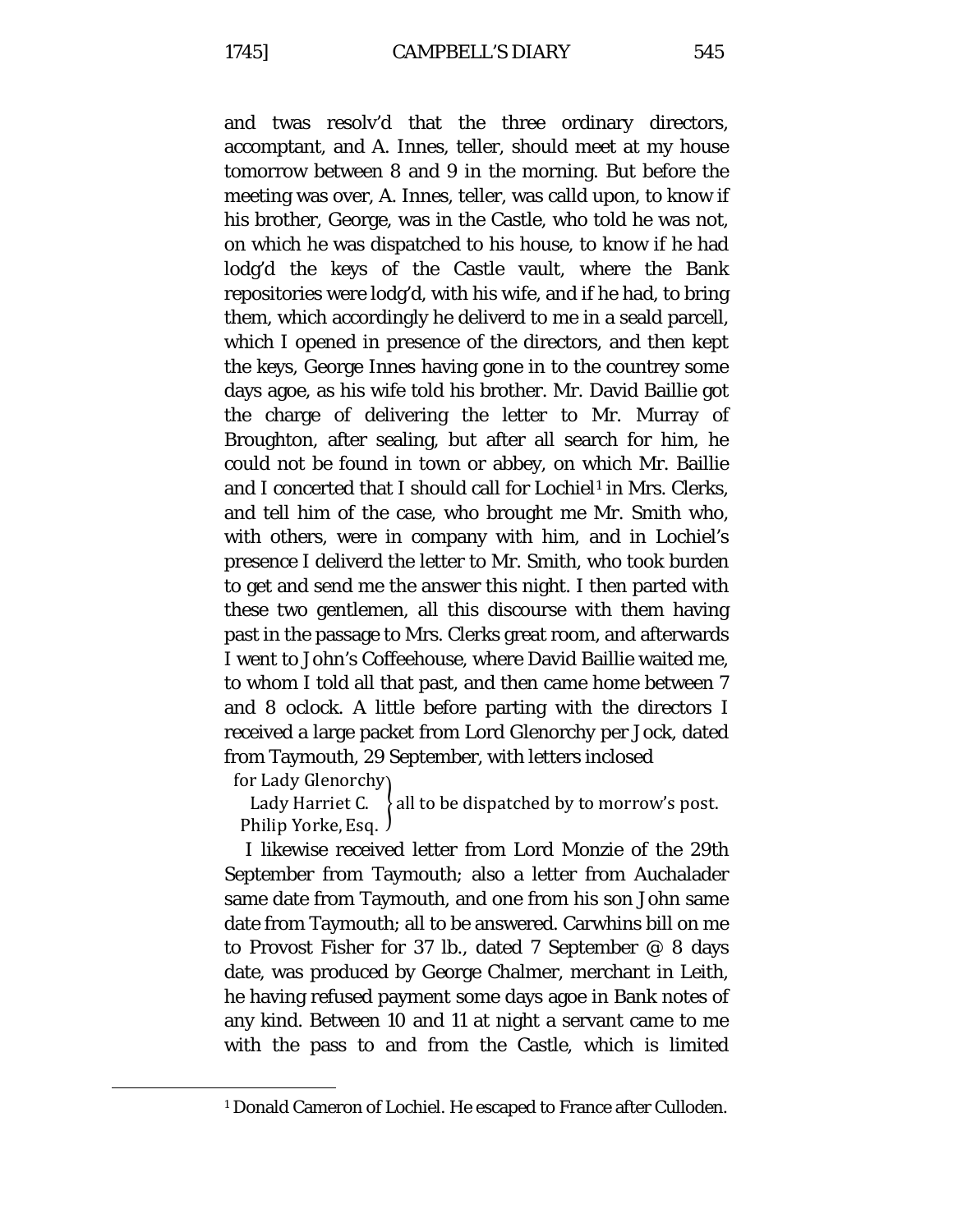and twas resolv'd that the three ordinary directors, accomptant, and A. Innes, teller, should meet at my house tomorrow between 8 and 9 in the morning. But before the meeting was over, A. Innes, teller, was calld upon, to know if his brother, George, was in the Castle, who told he was not, on which he was dispatched to his house, to know if he had lodg'd the keys of the Castle vault, where the Bank repositories were lodg'd, with his wife, and if he had, to bring them, which accordingly he deliverd to me in a seald parcell, which I opened in presence of the directors, and then kept the keys, George Innes having gone in to the countrey some days agoe, as his wife told his brother. Mr. David Baillie got the charge of delivering the letter to Mr. Murray of Broughton, after sealing, but after all search for him, he could not be found in town or abbey, on which Mr. Baillie and I concerted that I should call for Lochiel[1] in Mrs. Clerks, and tell him of the case, who brought me Mr. Smith who, with others, were in company with him, and in Lochiel's presence I deliverd the letter to Mr. Smith, who took burden to get and send me the answer this night. I then parted with these two gentlemen, all this discourse with them having past in the passage to Mrs. Clerks great room, and afterwards I went to John's Coffeehouse, where David Baillie waited me, to whom I told all that past, and then came home between 7 and 8 oclock. A little before parting with the directors I received a large packet from Lord Glenorchy per Jock, dated from Taymouth, 29 September, with letters inclosed

for Lady Glenorchy
Lady Harriet C.
Philip Yorke, Esq.
} all to be dispatched by to morrow's post.

I likewise received letter from Lord Monzie of the 29th September from Taymouth; also a letter from Auchalader same date from Taymouth, and one from his son John same date from Taymouth; all to be answered. Carwhins bill on me to Provost Fisher for 37 lb., dated 7 September @ 8 days date, was produced by George Chalmer, merchant in Leith, he having refused payment some days agoe in Bank notes of any kind. Between 10 and 11 at night a servant came to me with the pass to and from the Castle, which is limited

[1] Donald Cameron of Lochiel. He escaped to France after Culloden.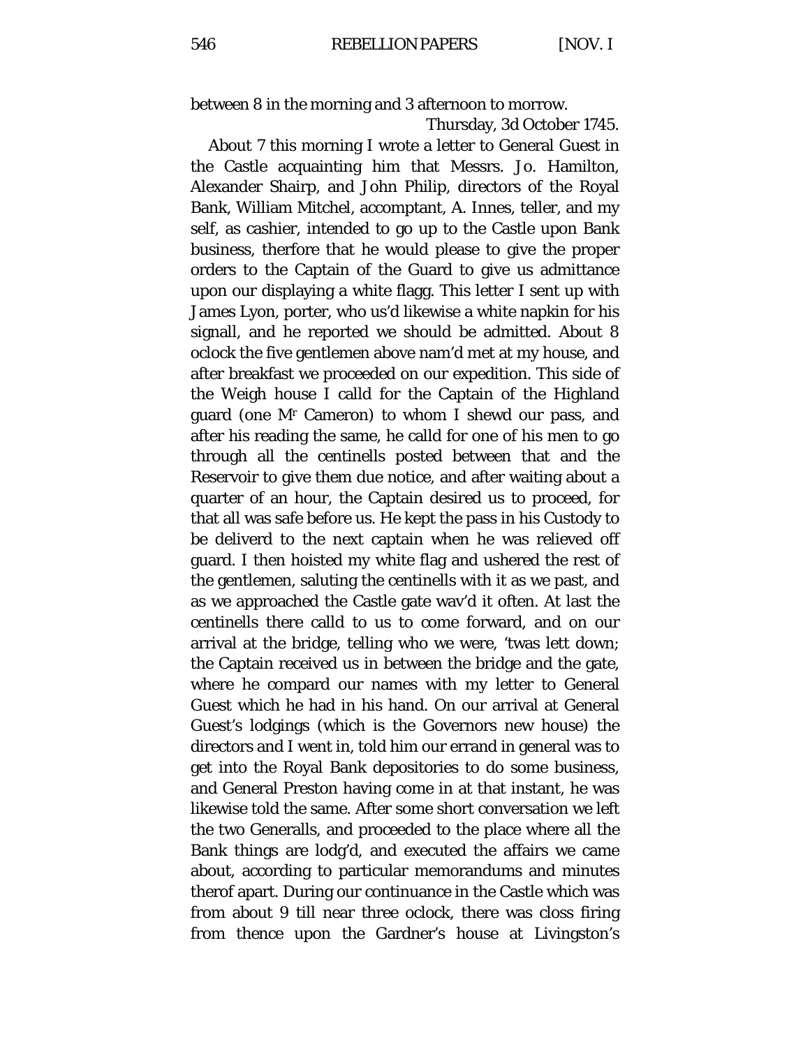between 8 in the morning and 3 afternoon to morrow.

Thursday, 3d October 1745.

About 7 this morning I wrote a letter to General Guest in the Castle acquainting him that Messrs. Jo. Hamilton, Alexander Shairp, and John Philip, directors of the Royal Bank, William Mitchel, accomptant, A. Innes, teller, and my self, as cashier, intended to go up to the Castle upon Bank business, therfore that he would please to give the proper orders to the Captain of the Guard to give us admittance upon our displaying a white flagg. This letter I sent up with James Lyon, porter, who us'd likewise a white napkin for his signall, and he reported we should be admitted. About 8 oclock the five gentlemen above nam'd met at my house, and after breakfast we proceeded on our expedition. This side of the Weigh house I calld for the Captain of the Highland guard (one Mr Cameron) to whom I shewd our pass, and after his reading the same, he calld for one of his men to go through all the centinells posted between that and the Reservoir to give them due notice, and after waiting about a quarter of an hour, the Captain desired us to proceed, for that all was safe before us. He kept the pass in his Custody to be deliverd to the next captain when he was relieved off guard. I then hoisted my white flag and ushered the rest of the gentlemen, saluting the centinells with it as we past, and as we approached the Castle gate wav'd it often. At last the centinells there calld to us to come forward, and on our arrival at the bridge, telling who we were, 'twas lett down; the Captain received us in between the bridge and the gate, where he compard our names with my letter to General Guest which he had in his hand. On our arrival at General Guest's lodgings (which is the Governors new house) the directors and I went in, told him our errand in general was to get into the Royal Bank depositories to do some business, and General Preston having come in at that instant, he was likewise told the same. After some short conversation we left the two Generalls, and proceeded to the place where all the Bank things are lodg'd, and executed the affairs we came about, according to particular memorandums and minutes therof apart. During our continuance in the Castle which was from about 9 till near three oclock, there was closs firing from thence upon the Gardner's house at Livingston's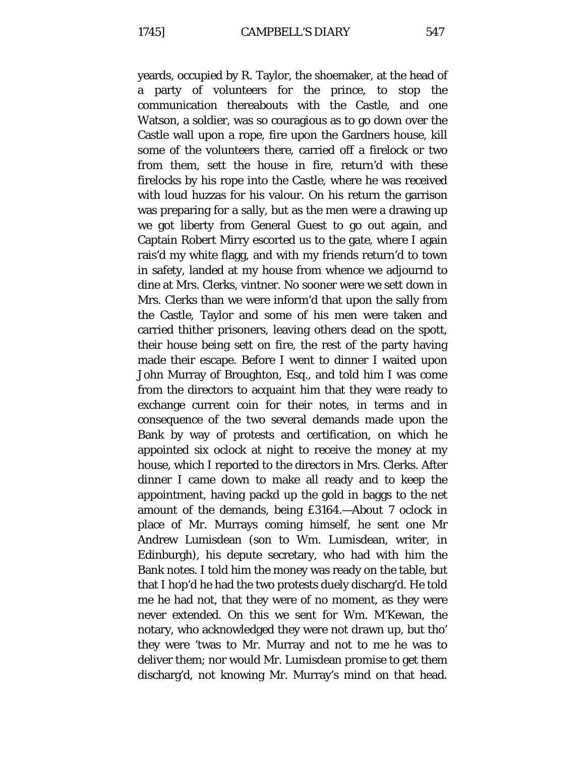yeards, occupied by R. Taylor, the shoemaker, at the head of a party of volunteers for the prince, to stop the communication thereabouts with the Castle, and one Watson, a soldier, was so couragious as to go down over the Castle wall upon a rope, fire upon the Gardners house, kill some of the volunteers there, carried off a firelock or two from them, sett the house in fire, return'd with these firelocks by his rope into the Castle, where he was received with loud huzzas for his valour. On his return the garrison was preparing for a sally, but as the men were a drawing up we got liberty from General Guest to go out again, and Captain Robert Mirry escorted us to the gate, where I again rais'd my white flagg, and with my friends return'd to town in safety, landed at my house from whence we adjournd to dine at Mrs. Clerks, vintner. No sooner were we sett down in Mrs. Clerks than we were inform'd that upon the sally from the Castle, Taylor and some of his men were taken and carried thither prisoners, leaving others dead on the spott, their house being sett on fire, the rest of the party having made their escape. Before I went to dinner I waited upon John Murray of Broughton, Esq., and told him I was come from the directors to acquaint him that they were ready to exchange current coin for their notes, in terms and in consequence of the two several demands made upon the Bank by way of protests and certification, on which he appointed six oclock at night to receive the money at my house, which I reported to the directors in Mrs. Clerks. After dinner I came down to make all ready and to keep the appointment, having packd up the gold in baggs to the net amount of the demands, being £3164.—About 7 oclock in place of Mr. Murrays coming himself, he sent one Mr Andrew Lumisdean (son to Wm. Lumisdean, writer, in Edinburgh), his depute secretary, who had with him the Bank notes. I told him the money was ready on the table, but that I hop'd he had the two protests duely discharg'd. He told me he had not, that they were of no moment, as they were never extended. On this we sent for Wm. M'Kewan, the notary, who acknowledged they were not drawn up, but tho' they were 'twas to Mr. Murray and not to me he was to deliver them; nor would Mr. Lumisdean promise to get them discharg'd, not knowing Mr. Murray's mind on that head.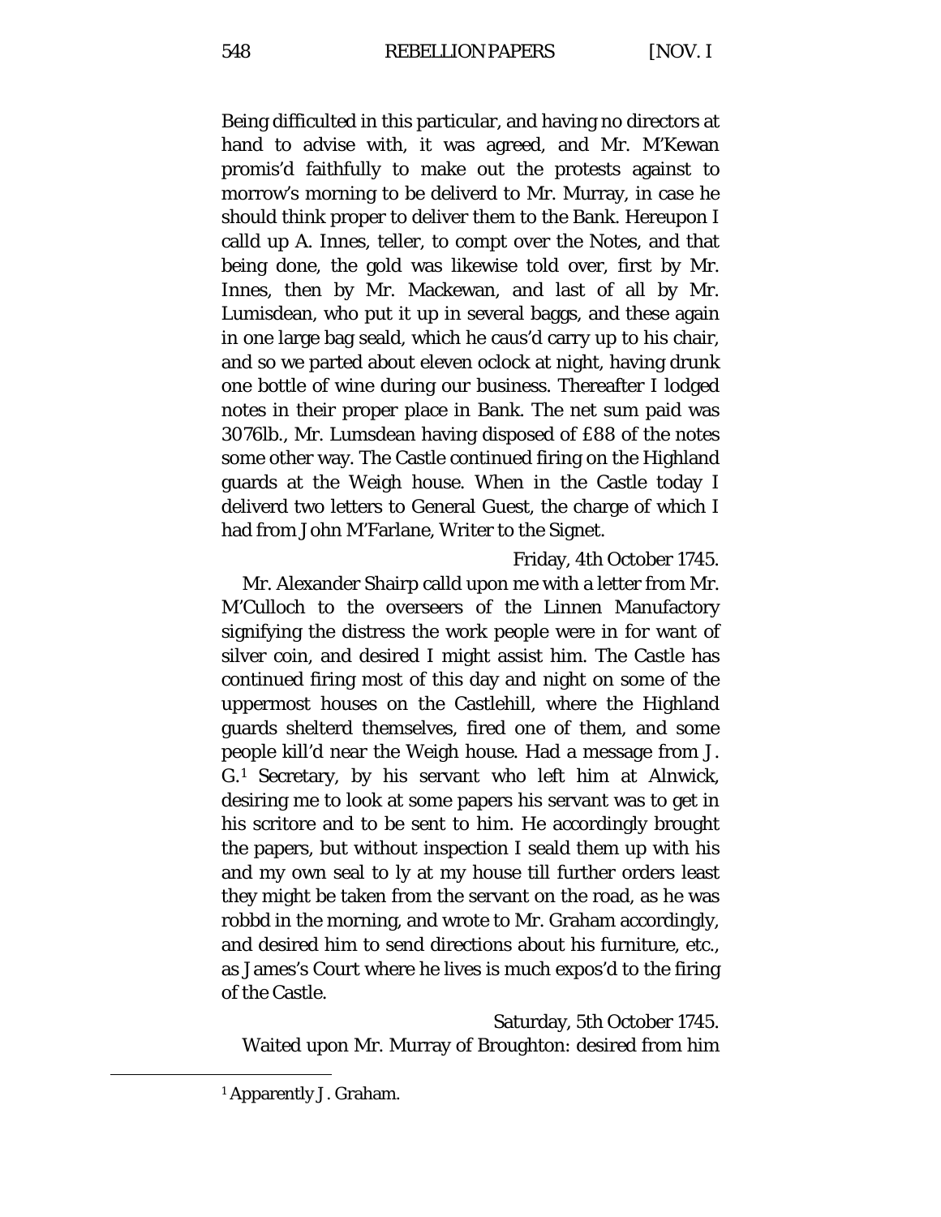Being difficulted in this particular, and having no directors at hand to advise with, it was agreed, and Mr. M'Kewan promis'd faithfully to make out the protests against to morrow's morning to be deliverd to Mr. Murray, in case he should think proper to deliver them to the Bank. Hereupon I calld up A. Innes, teller, to compt over the Notes, and that being done, the gold was likewise told over, first by Mr. Innes, then by Mr. Mackewan, and last of all by Mr. Lumisdean, who put it up in several baggs, and these again in one large bag seald, which he caus'd carry up to his chair, and so we parted about eleven oclock at night, having drunk one bottle of wine during our business. Thereafter I lodged notes in their proper place in Bank. The net sum paid was 3076lb., Mr. Lumsdean having disposed of £88 of the notes some other way. The Castle continued firing on the Highland guards at the Weigh house. When in the Castle today I deliverd two letters to General Guest, the charge of which I had from John M'Farlane, Writer to the Signet.

Friday, 4th October 1745.

Mr. Alexander Shairp calld upon me with a letter from Mr. M'Culloch to the overseers of the Linnen Manufactory signifying the distress the work people were in for want of silver coin, and desired I might assist him. The Castle has continued firing most of this day and night on some of the uppermost houses on the Castlehill, where the Highland guards shelterd themselves, fired one of them, and some people kill'd near the Weigh house. Had a message from J. G.[1] Secretary, by his servant who left him at Alnwick, desiring me to look at some papers his servant was to get in his scritore and to be sent to him. He accordingly brought the papers, but without inspection I seald them up with his and my own seal to ly at my house till further orders least they might be taken from the servant on the road, as he was robbd in the morning, and wrote to Mr. Graham accordingly, and desired him to send directions about his furniture, etc., as James's Court where he lives is much expos'd to the firing of the Castle.

Saturday, 5th October 1745.

Waited upon Mr. Murray of Broughton: desired from him

[1] Apparently J. Graham.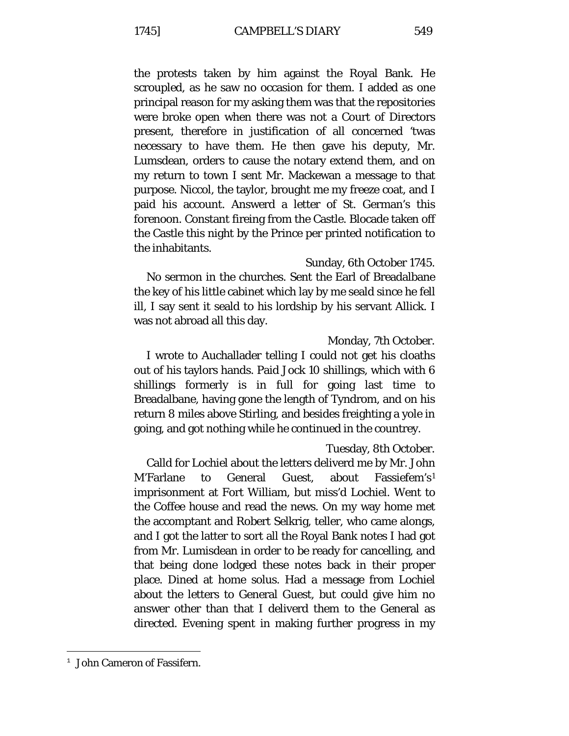the protests taken by him against the Royal Bank. He scroupled, as he saw no occasion for them. I added as one principal reason for my asking them was that the repositories were broke open when there was not a Court of Directors present, therefore in justification of all concerned 'twas necessary to have them. He then gave his deputy, Mr. Lumsdean, orders to cause the notary extend them, and on my return to town I sent Mr. Mackewan a message to that purpose. Niccol, the taylor, brought me my freeze coat, and I paid his accompt. Answerd a letter of St. German's this forenoon. Constant fireing from the Castle. Blocade taken off the Castle this night by the Prince per printed notification to the inhabitants.

Sunday, 6th October 1745.

No sermon in the churches. Sent the Earl of Breadalbane the key of his little cabinet which lay by me seald since he fell ill, I say sent it seald to his lordship by his servant Allick. I was not abroad all this day.

Monday, 7th October.

I wrote to Auchallader telling I could not get his cloaths out of his taylors hands. Paid Jock 10 shillings, which with 6 shillings formerly is in full for going last time to Breadalbane, having gone the length of Tyndrom, and on his return 8 miles above Stirling, and besides freighting a yole in going, and got nothing while he continued in the countrey.

Tuesday, 8th October.

Calld for Lochiel about the letters deliverd me by Mr. John M'Farlane to General Guest, about Fassiefem's[1] imprisonment at Fort William, but miss'd Lochiel. Went to the Coffee house and read the news. On my way home met the accomptant and Robert Selkrig, teller, who came alongs, and I got the latter to sort all the Royal Bank notes I had got from Mr. Lumisdean in order to be ready for cancelling, and that being done lodged these notes back in their proper place. Dined at home solus. Had a message from Lochiel about the letters to General Guest, but could give him no answer other than that I deliverd them to the General as directed. Evening spent in making further progress in my

[1] John Cameron of Fassifern.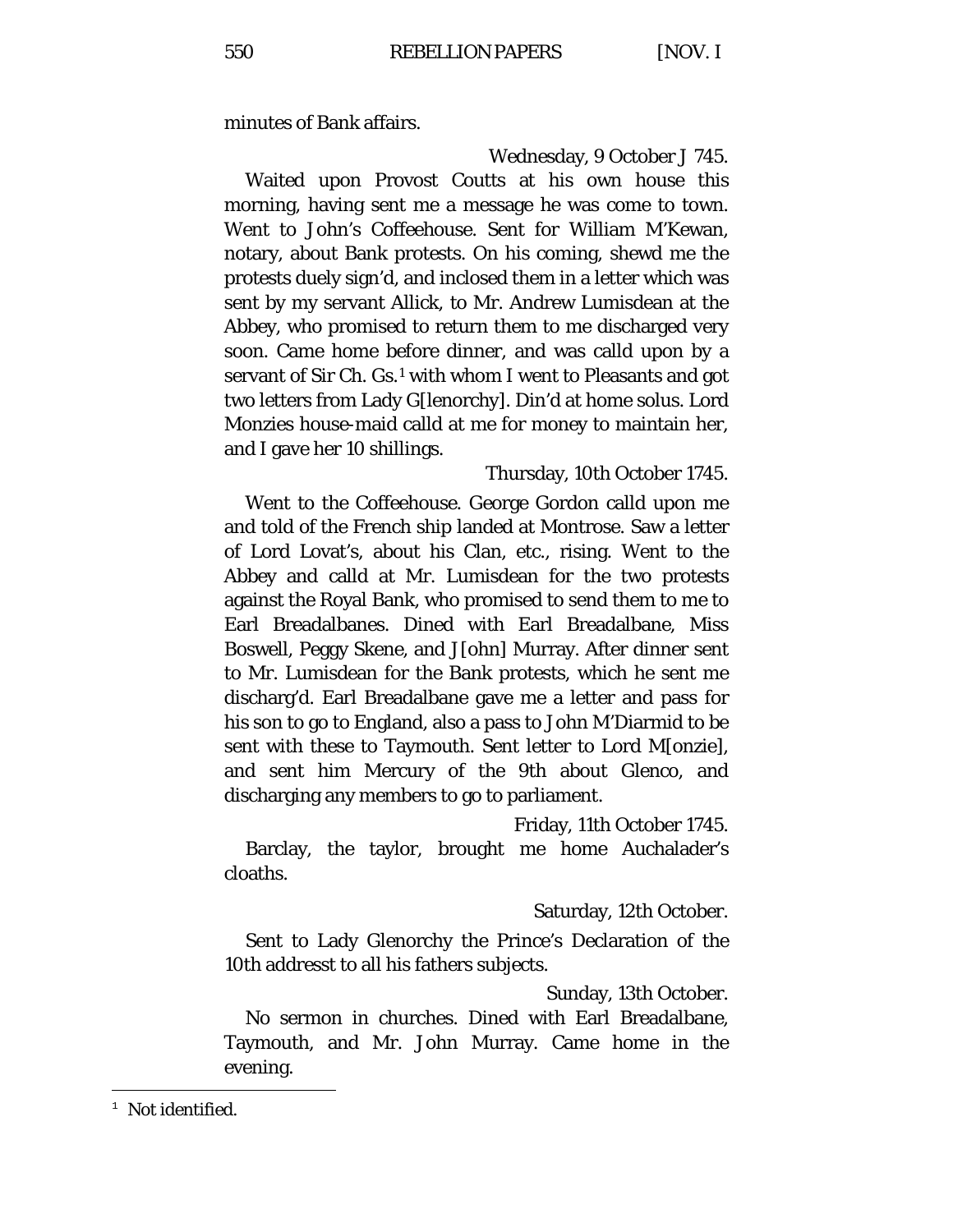minutes of Bank affairs.

Wednesday, 9 October J 745.

Waited upon Provost Coutts at his own house this morning, having sent me a message he was come to town. Went to John's Coffeehouse. Sent for William M'Kewan, notary, about Bank protests. On his coming, shewd me the protests duely sign'd, and inclosed them in a letter which was sent by my servant Allick, to Mr. Andrew Lumisdean at the Abbey, who promised to return them to me discharged very soon. Came home before dinner, and was calld upon by a servant of Sir Ch. Gs.[1] with whom I went to Pleasants and got two letters from Lady G[lenorchy]. Din'd at home solus. Lord Monzies house-maid calld at me for money to maintain her, and I gave her 10 shillings.

Thursday, 10th October 1745.

Went to the Coffeehouse. George Gordon calld upon me and told of the French ship landed at Montrose. Saw a letter of Lord Lovat's, about his Clan, etc., rising. Went to the Abbey and calld at Mr. Lumisdean for the two protests against the Royal Bank, who promised to send them to me to Earl Breadalbanes. Dined with Earl Breadalbane, Miss Boswell, Peggy Skene, and J[ohn] Murray. After dinner sent to Mr. Lumisdean for the Bank protests, which he sent me discharg'd. Earl Breadalbane gave me a letter and pass for his son to go to England, also a pass to John M'Diarmid to be sent with these to Taymouth. Sent letter to Lord M[onzie], and sent him Mercury of the 9th about Glenco, and discharging any members to go to parliament.

Friday, 11th October 1745.

Barclay, the taylor, brought me home Auchalader's cloaths.

Saturday, 12th October.

Sent to Lady Glenorchy the Prince's Declaration of the 10th addresst to all his fathers subjects.

Sunday, 13th October.

No sermon in churches. Dined with Earl Breadalbane, Taymouth, and Mr. John Murray. Came home in the evening.

[1] Not identified.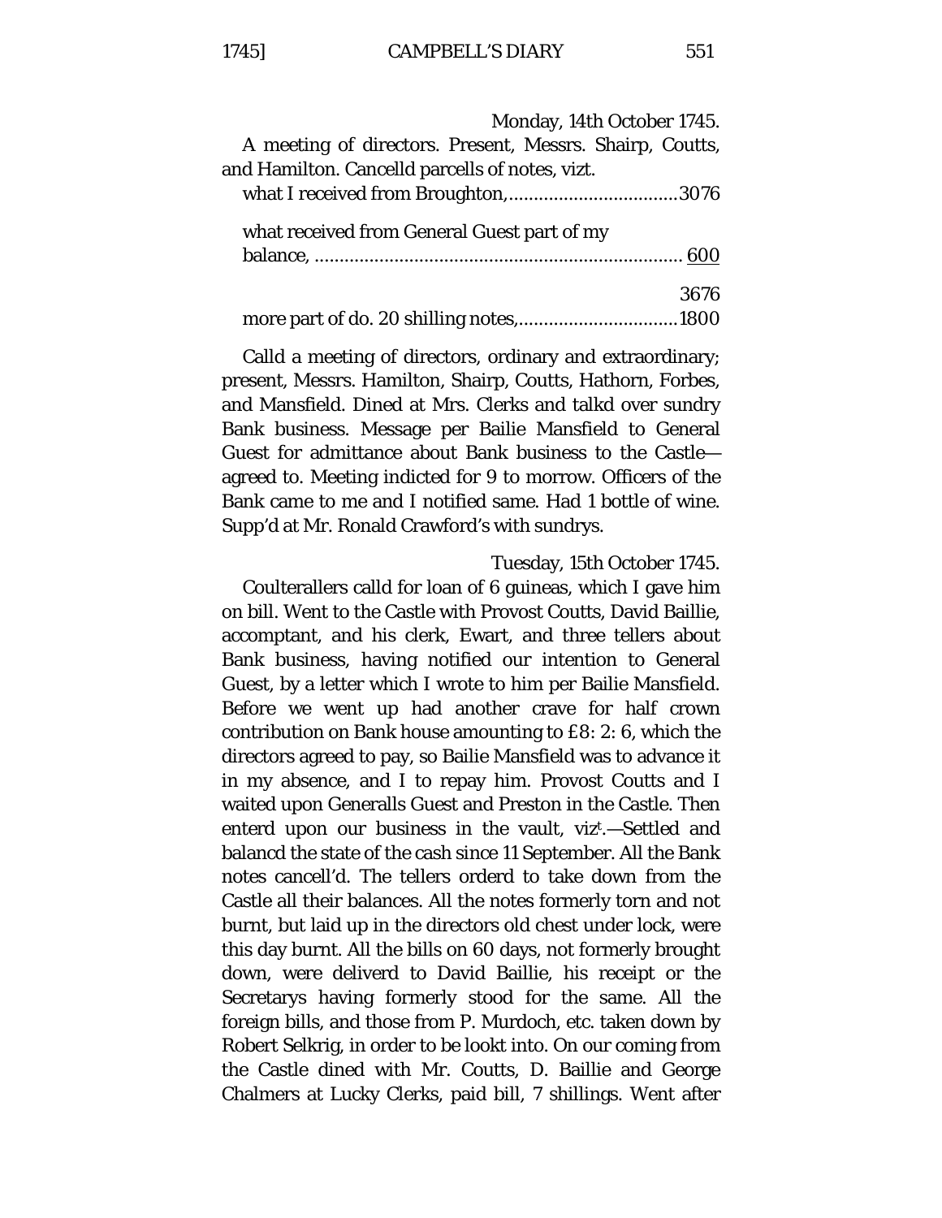Monday, 14th October 1745.

A meeting of directors. Present, Messrs. Shairp, Coutts, and Hamilton. Cancelld parcells of notes, vizt.

what I received from Broughton,..................................3076

what received from General Guest part of my balance, ......................................................................... 600

3676

more part of do. 20 shilling notes,................................1800

Calld a meeting of directors, ordinary and extraordinary; present, Messrs. Hamilton, Shairp, Coutts, Hathorn, Forbes, and Mansfield. Dined at Mrs. Clerks and talkd over sundry Bank business. Message per Bailie Mansfield to General Guest for admittance about Bank business to the Castle—agreed to. Meeting indicted for 9 to morrow. Officers of the Bank came to me and I notified same. Had 1 bottle of wine. Supp'd at Mr. Ronald Crawford's with sundrys.

Tuesday, 15th October 1745.

Coulterallers calld for loan of 6 guineas, which I gave him on bill. Went to the Castle with Provost Coutts, David Baillie, accomptant, and his clerk, Ewart, and three tellers about Bank business, having notified our intention to General Guest, by a letter which I wrote to him per Bailie Mansfield. Before we went up had another crave for half crown contribution on Bank house amounting to £8: 2: 6, which the directors agreed to pay, so Bailie Mansfield was to advance it in my absence, and I to repay him. Provost Coutts and I waited upon Generalls Guest and Preston in the Castle. Then enterd upon our business in the vault, viz^t.—Settled and balancd the state of the cash since 11 September. All the Bank notes cancell'd. The tellers orderd to take down from the Castle all their balances. All the notes formerly torn and not burnt, but laid up in the directors old chest under lock, were this day burnt. All the bills on 60 days, not formerly brought down, were deliverd to David Baillie, his receipt or the Secretarys having formerly stood for the same. All the foreign bills, and those from P. Murdoch, etc. taken down by Robert Selkrig, in order to be lookt into. On our coming from the Castle dined with Mr. Coutts, D. Baillie and George Chalmers at Lucky Clerks, paid bill, 7 shillings. Went after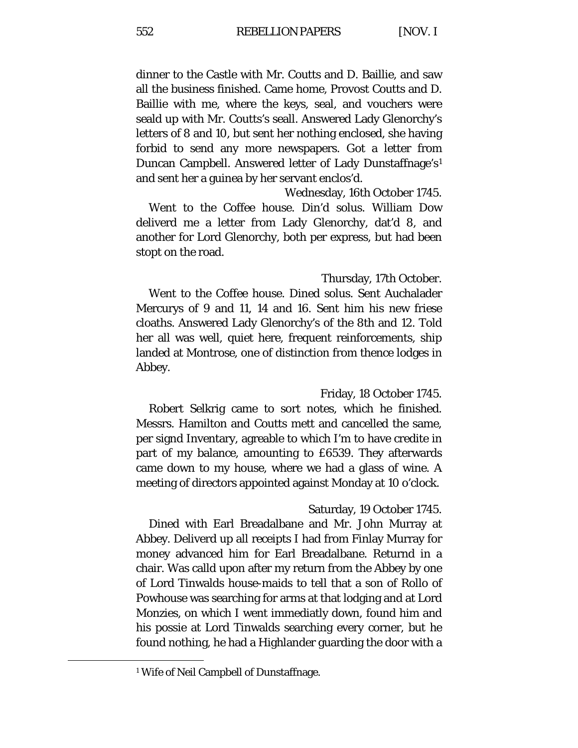dinner to the Castle with Mr. Coutts and D. Baillie, and saw all the business finished. Came home, Provost Coutts and D. Baillie with me, where the keys, seal, and vouchers were seald up with Mr. Coutts's seall. Answered Lady Glenorchy's letters of 8 and 10, but sent her nothing enclosed, she having forbid to send any more newspapers. Got a letter from Duncan Campbell. Answered letter of Lady Dunstaffnage's[1] and sent her a guinea by her servant enclos'd.

Wednesday, 16th October 1745.

Went to the Coffee house. Din'd solus. William Dow deliverd me a letter from Lady Glenorchy, dat'd 8, and another for Lord Glenorchy, both per express, but had been stopt on the road.

Thursday, 17th October.

Went to the Coffee house. Dined solus. Sent Auchalader Mercurys of 9 and 11, 14 and 16. Sent him his new friese cloaths. Answered Lady Glenorchy's of the 8th and 12. Told her all was well, quiet here, frequent reinforcements, ship landed at Montrose, one of distinction from thence lodges in Abbey.

Friday, 18 October 1745.

Robert Selkrig came to sort notes, which he finished. Messrs. Hamilton and Coutts mett and cancelled the same, per signd Inventary, agreable to which I'm to have credite in part of my balance, amounting to £6539. They afterwards came down to my house, where we had a glass of wine. A meeting of directors appointed against Monday at 10 o'clock.

Saturday, 19 October 1745.

Dined with Earl Breadalbane and Mr. John Murray at Abbey. Deliverd up all receipts I had from Finlay Murray for money advanced him for Earl Breadalbane. Returnd in a chair. Was calld upon after my return from the Abbey by one of Lord Tinwalds house-maids to tell that a son of Rollo of Powhouse was searching for arms at that lodging and at Lord Monzies, on which I went immediatly down, found him and his possie at Lord Tinwalds searching every corner, but he found nothing, he had a Highlander guarding the door with a

[1] Wife of Neil Campbell of Dunstaffnage.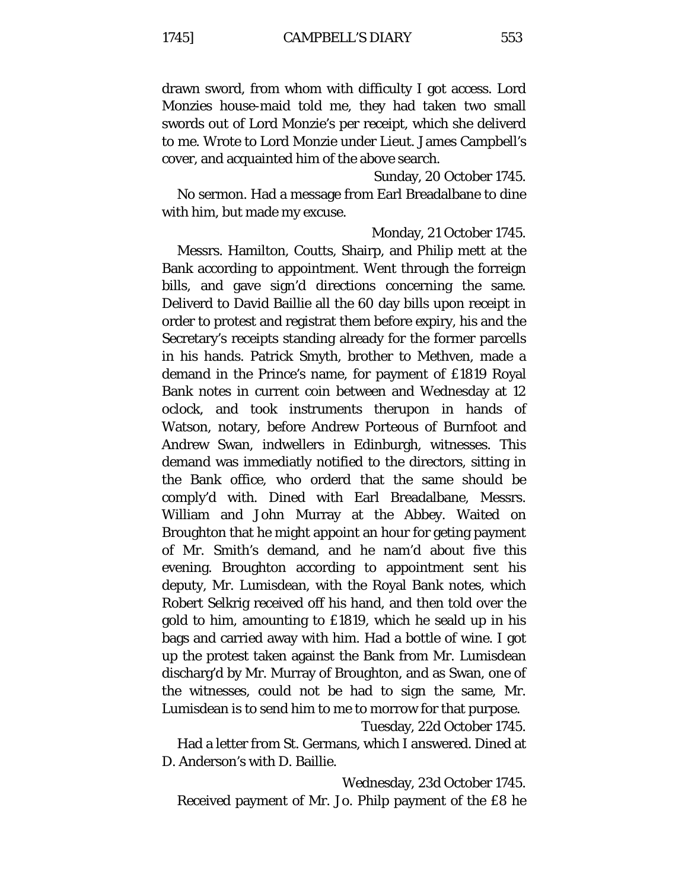drawn sword, from whom with difficulty I got access. Lord Monzies house-maid told me, they had taken two small swords out of Lord Monzie's per receipt, which she deliverd to me. Wrote to Lord Monzie under Lieut. James Campbell's cover, and acquainted him of the above search.

Sunday, 20 October 1745.

No sermon. Had a message from Earl Breadalbane to dine with him, but made my excuse.

Monday, 21 October 1745.

Messrs. Hamilton, Coutts, Shairp, and Philip mett at the Bank according to appointment. Went through the forreign bills, and gave sign'd directions concerning the same. Deliverd to David Baillie all the 60 day bills upon receipt in order to protest and registrat them before expiry, his and the Secretary's receipts standing already for the former parcells in his hands. Patrick Smyth, brother to Methven, made a demand in the Prince's name, for payment of £1819 Royal Bank notes in current coin between and Wednesday at 12 oclock, and took instruments therupon in hands of Watson, notary, before Andrew Porteous of Burnfoot and Andrew Swan, indwellers in Edinburgh, witnesses. This demand was immediatly notified to the directors, sitting in the Bank office, who orderd that the same should be comply'd with. Dined with Earl Breadalbane, Messrs. William and John Murray at the Abbey. Waited on Broughton that he might appoint an hour for geting payment of Mr. Smith's demand, and he nam'd about five this evening. Broughton according to appointment sent his deputy, Mr. Lumisdean, with the Royal Bank notes, which Robert Selkrig received off his hand, and then told over the gold to him, amounting to £1819, which he seald up in his bags and carried away with him. Had a bottle of wine. I got up the protest taken against the Bank from Mr. Lumisdean discharg'd by Mr. Murray of Broughton, and as Swan, one of the witnesses, could not be had to sign the same, Mr. Lumisdean is to send him to me to morrow for that purpose.

Tuesday, 22d October 1745.

Had a letter from St. Germans, which I answered. Dined at D. Anderson's with D. Baillie.

Wednesday, 23d October 1745.

Received payment of Mr. Jo. Philp payment of the £8 he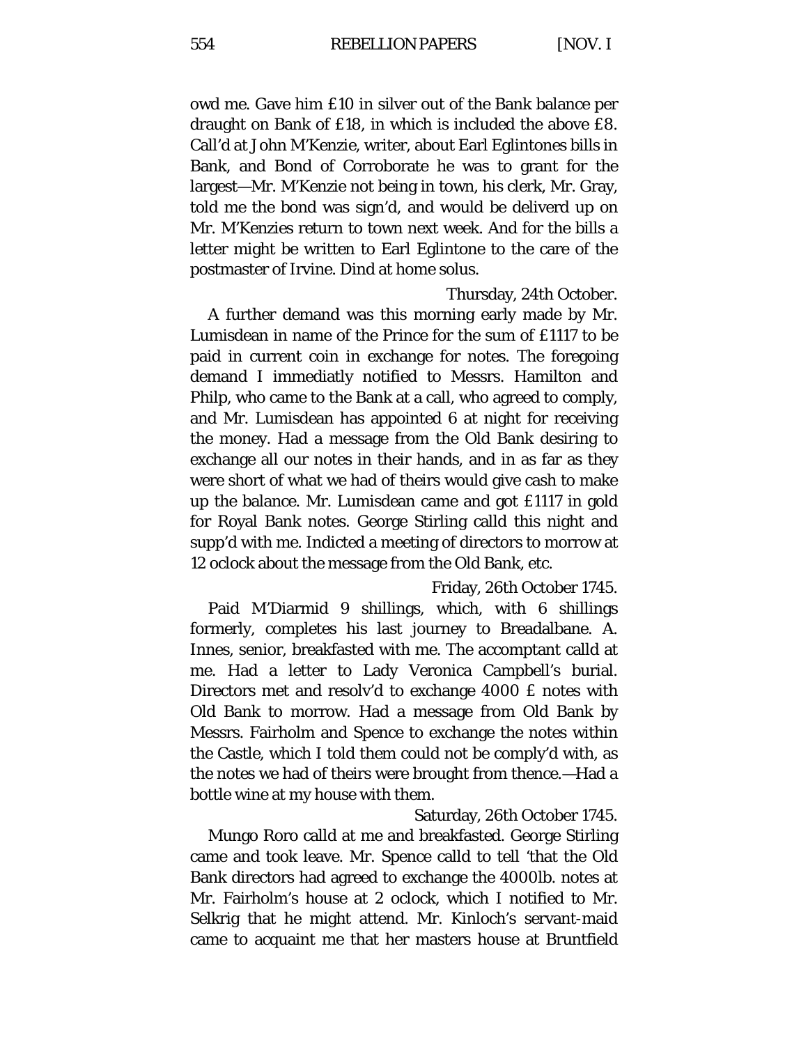owd me. Gave him £10 in silver out of the Bank balance per draught on Bank of £18, in which is included the above £8. Call'd at John M'Kenzie, writer, about Earl Eglintones bills in Bank, and Bond of Corroborate he was to grant for the largest—Mr. M'Kenzie not being in town, his clerk, Mr. Gray, told me the bond was sign'd, and would be deliverd up on Mr. M'Kenzies return to town next week. And for the bills a letter might be written to Earl Eglintone to the care of the postmaster of Irvine. Dind at home solus.

Thursday, 24th October.

A further demand was this morning early made by Mr. Lumisdean in name of the Prince for the sum of £1117 to be paid in current coin in exchange for notes. The foregoing demand I immediatly notified to Messrs. Hamilton and Philp, who came to the Bank at a call, who agreed to comply, and Mr. Lumisdean has appointed 6 at night for receiving the money. Had a message from the Old Bank desiring to exchange all our notes in their hands, and in as far as they were short of what we had of theirs would give cash to make up the balance. Mr. Lumisdean came and got £1117 in gold for Royal Bank notes. George Stirling calld this night and supp'd with me. Indicted a meeting of directors to morrow at 12 oclock about the message from the Old Bank, etc.

Friday, 26th October 1745.

Paid M'Diarmid 9 shillings, which, with 6 shillings formerly, completes his last journey to Breadalbane. A. Innes, senior, breakfasted with me. The accomptant calld at me. Had a letter to Lady Veronica Campbell's burial. Directors met and resolv'd to exchange 4000 £ notes with Old Bank to morrow. Had a message from Old Bank by Messrs. Fairholm and Spence to exchange the notes within the Castle, which I told them could not be comply'd with, as the notes we had of theirs were brought from thence.—Had a bottle wine at my house with them.

Saturday, 26th October 1745.

Mungo Roro calld at me and breakfasted. George Stirling came and took leave. Mr. Spence calld to tell 'that the Old Bank directors had agreed to exchange the 4000lb. notes at Mr. Fairholm's house at 2 oclock, which I notified to Mr. Selkrig that he might attend. Mr. Kinloch's servant-maid came to acquaint me that her masters house at Bruntfield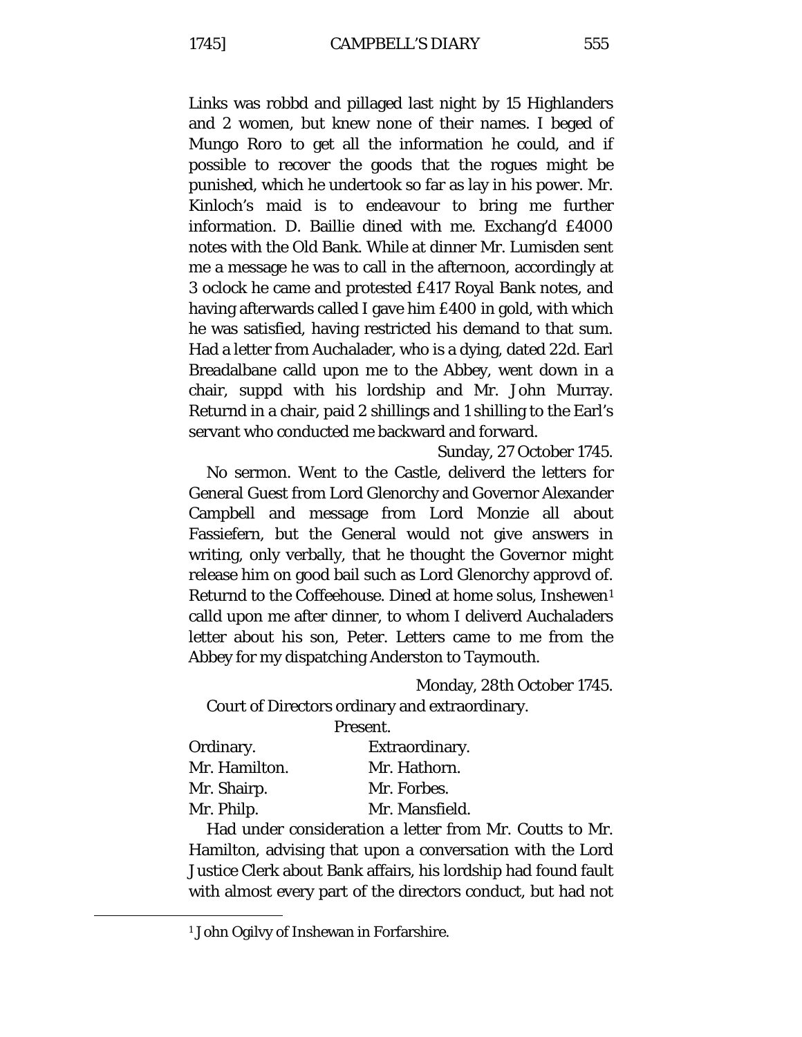Links was robbd and pillaged last night by 15 Highlanders and 2 women, but knew none of their names. I beged of Mungo Roro to get all the information he could, and if possible to recover the goods that the rogues might be punished, which he undertook so far as lay in his power. Mr. Kinloch's maid is to endeavour to bring me further information. D. Baillie dined with me. Exchang'd £4000 notes with the Old Bank. While at dinner Mr. Lumisden sent me a message he was to call in the afternoon, accordingly at 3 oclock he came and protested £417 Royal Bank notes, and having afterwards called I gave him £400 in gold, with which he was satisfied, having restricted his demand to that sum. Had a letter from Auchalader, who is a dying, dated 22d. Earl Breadalbane calld upon me to the Abbey, went down in a chair, suppd with his lordship and Mr. John Murray. Returnd in a chair, paid 2 shillings and 1 shilling to the Earl's servant who conducted me backward and forward.

Sunday, 27 October 1745.

No sermon. Went to the Castle, deliverd the letters for General Guest from Lord Glenorchy and Governor Alexander Campbell and message from Lord Monzie all about Fassiefern, but the General would not give answers in writing, only verbally, that he thought the Governor might release him on good bail such as Lord Glenorchy approvd of. Returnd to the Coffeehouse. Dined at home solus, Inshewen[1] calld upon me after dinner, to whom I deliverd Auchaladers letter about his son, Peter. Letters came to me from the Abbey for my dispatching Anderston to Taymouth.

Monday, 28th October 1745.

Court of Directors ordinary and extraordinary.

Present.

| Ordinary. | Extraordinary. |
|---|---|
| Mr. Hamilton. | Mr. Hathorn. |
| Mr. Shairp. | Mr. Forbes. |
| Mr. Philp. | Mr. Mansfield. |

Had under consideration a letter from Mr. Coutts to Mr. Hamilton, advising that upon a conversation with the Lord Justice Clerk about Bank affairs, his lordship had found fault with almost every part of the directors conduct, but had not

[1] John Ogilvy of Inshewan in Forfarshire.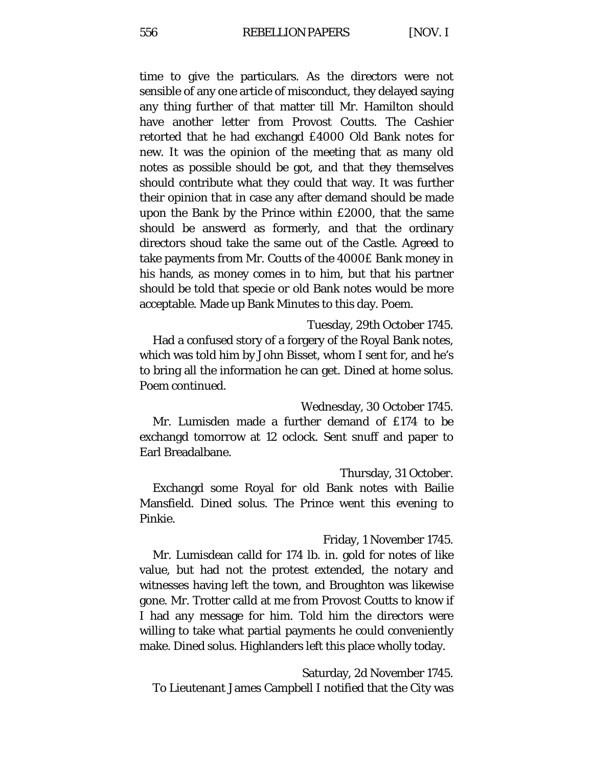time to give the particulars. As the directors were not sensible of any one article of misconduct, they delayed saying any thing further of that matter till Mr. Hamilton should have another letter from Provost Coutts. The Cashier retorted that he had exchangd £4000 Old Bank notes for new. It was the opinion of the meeting that as many old notes as possible should be got, and that they themselves should contribute what they could that way. It was further their opinion that in case any after demand should be made upon the Bank by the Prince within £2000, that the same should be answerd as formerly, and that the ordinary directors shoud take the same out of the Castle. Agreed to take payments from Mr. Coutts of the 4000£ Bank money in his hands, as money comes in to him, but that his partner should be told that specie or old Bank notes would be more acceptable. Made up Bank Minutes to this day. Poem.

Tuesday, 29th October 1745.

Had a confused story of a forgery of the Royal Bank notes, which was told him by John Bisset, whom I sent for, and he's to bring all the information he can get. Dined at home solus. Poem continued.

Wednesday, 30 October 1745.

Mr. Lumisden made a further demand of £174 to be exchangd tomorrow at 12 oclock. Sent snuff and paper to Earl Breadalbane.

Thursday, 31 October.

Exchangd some Royal for old Bank notes with Bailie Mansfield. Dined solus. The Prince went this evening to Pinkie.

Friday, 1 November 1745.

Mr. Lumisdean calld for 174 lb. in. gold for notes of like value, but had not the protest extended, the notary and witnesses having left the town, and Broughton was likewise gone. Mr. Trotter calld at me from Provost Coutts to know if I had any message for him. Told him the directors were willing to take what partial payments he could conveniently make. Dined solus. Highlanders left this place wholly today.

Saturday, 2d November 1745.

To Lieutenant James Campbell I notified that the City was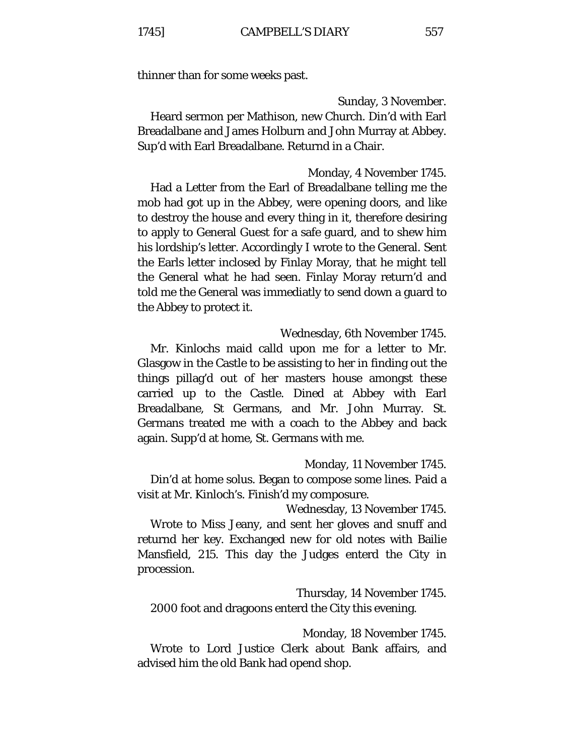thinner than for some weeks past.

Sunday, 3 November.

Heard sermon per Mathison, new Church. Din'd with Earl Breadalbane and James Holburn and John Murray at Abbey. Sup'd with Earl Breadalbane. Returnd in a Chair.

Monday, 4 November 1745.

Had a Letter from the Earl of Breadalbane telling me the mob had got up in the Abbey, were opening doors, and like to destroy the house and every thing in it, therefore desiring to apply to General Guest for a safe guard, and to shew him his lordship's letter. Accordingly I wrote to the General. Sent the Earls letter inclosed by Finlay Moray, that he might tell the General what he had seen. Finlay Moray return'd and told me the General was immediatly to send down a guard to the Abbey to protect it.

Wednesday, 6th November 1745.

Mr. Kinlochs maid calld upon me for a letter to Mr. Glasgow in the Castle to be assisting to her in finding out the things pillag'd out of her masters house amongst these carried up to the Castle. Dined at Abbey with Earl Breadalbane, St Germans, and Mr. John Murray. St. Germans treated me with a coach to the Abbey and back again. Supp'd at home, St. Germans with me.

Monday, 11 November 1745.

Din'd at home solus. Began to compose some lines. Paid a visit at Mr. Kinloch's. Finish'd my composure.

Wednesday, 13 November 1745.

Wrote to Miss Jeany, and sent her gloves and snuff and returnd her key. Exchanged new for old notes with Bailie Mansfield, 215. This day the Judges enterd the City in procession.

Thursday, 14 November 1745.

2000 foot and dragoons enterd the City this evening.

Monday, 18 November 1745.

Wrote to Lord Justice Clerk about Bank affairs, and advised him the old Bank had opend shop.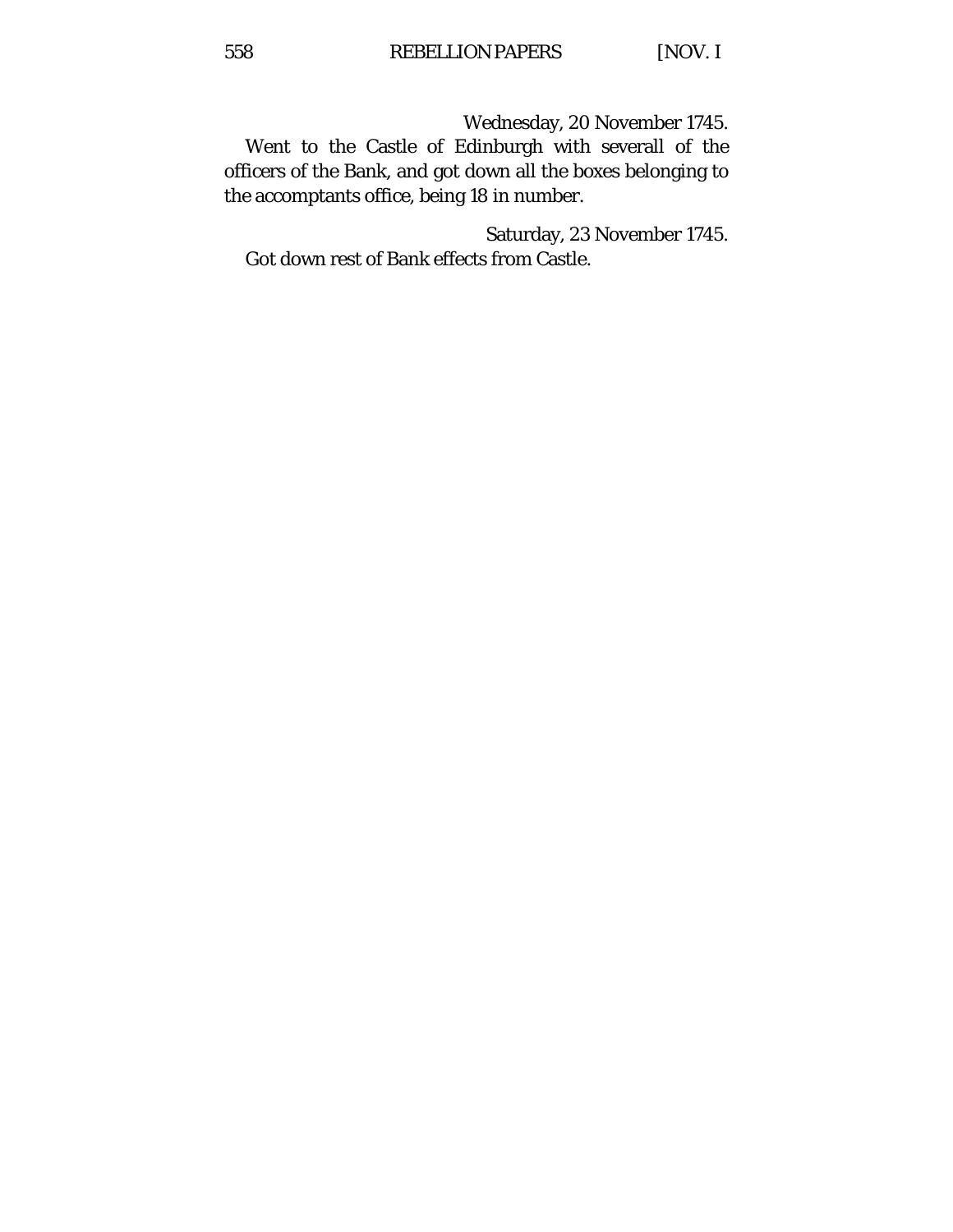Wednesday, 20 November 1745.

Went to the Castle of Edinburgh with severall of the officers of the Bank, and got down all the boxes belonging to the accomptants office, being 18 in number.

Saturday, 23 November 1745.

Got down rest of Bank effects from Castle.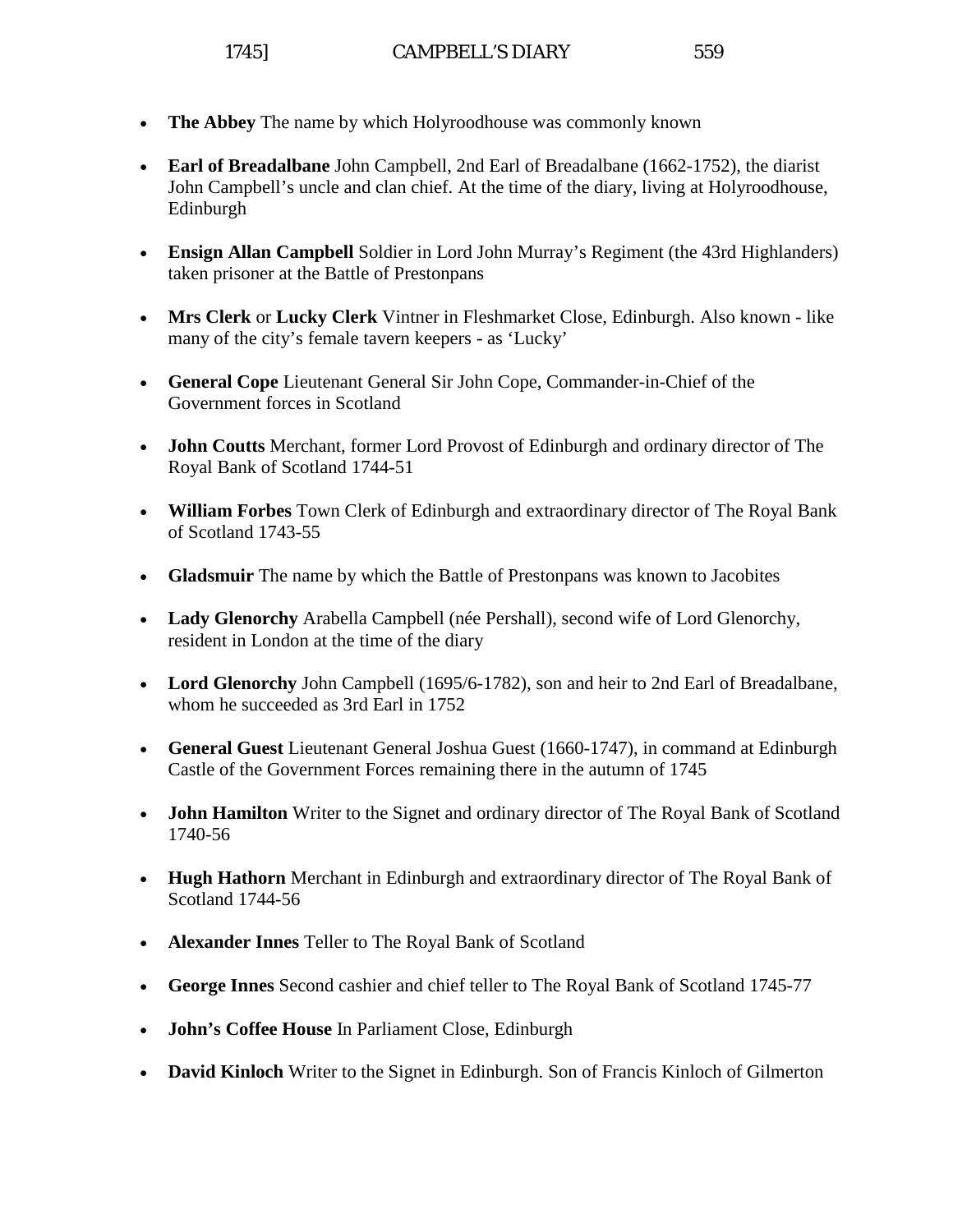- **The Abbey** The name by which Holyroodhouse was commonly known

- **Earl of Breadalbane** John Campbell, 2nd Earl of Breadalbane (1662-1752), the diarist John Campbell's uncle and clan chief. At the time of the diary, living at Holyroodhouse, Edinburgh

- **Ensign Allan Campbell** Soldier in Lord John Murray's Regiment (the 43rd Highlanders) taken prisoner at the Battle of Prestonpans

- **Mrs Clerk** or **Lucky Clerk** Vintner in Fleshmarket Close, Edinburgh. Also known - like many of the city's female tavern keepers - as 'Lucky'

- **General Cope** Lieutenant General Sir John Cope, Commander-in-Chief of the Government forces in Scotland

- **John Coutts** Merchant, former Lord Provost of Edinburgh and ordinary director of The Royal Bank of Scotland 1744-51

- **William Forbes** Town Clerk of Edinburgh and extraordinary director of The Royal Bank of Scotland 1743-55

- **Gladsmuir** The name by which the Battle of Prestonpans was known to Jacobites

- **Lady Glenorchy** Arabella Campbell (née Pershall), second wife of Lord Glenorchy, resident in London at the time of the diary

- **Lord Glenorchy** John Campbell (1695/6-1782), son and heir to 2nd Earl of Breadalbane, whom he succeeded as 3rd Earl in 1752

- **General Guest** Lieutenant General Joshua Guest (1660-1747), in command at Edinburgh Castle of the Government Forces remaining there in the autumn of 1745

- **John Hamilton** Writer to the Signet and ordinary director of The Royal Bank of Scotland 1740-56

- **Hugh Hathorn** Merchant in Edinburgh and extraordinary director of The Royal Bank of Scotland 1744-56

- **Alexander Innes** Teller to The Royal Bank of Scotland

- **George Innes** Second cashier and chief teller to The Royal Bank of Scotland 1745-77

- **John's Coffee House** In Parliament Close, Edinburgh

- **David Kinloch** Writer to the Signet in Edinburgh. Son of Francis Kinloch of Gilmerton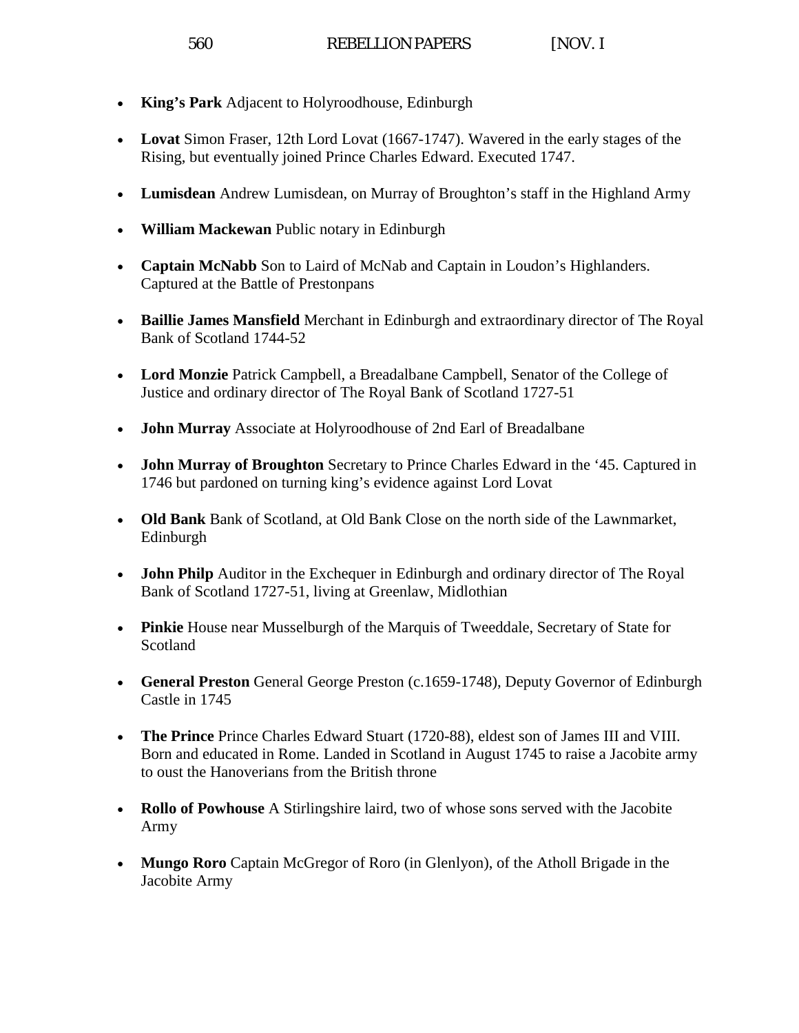- **King's Park** Adjacent to Holyroodhouse, Edinburgh

- **Lovat** Simon Fraser, 12th Lord Lovat (1667-1747). Wavered in the early stages of the Rising, but eventually joined Prince Charles Edward. Executed 1747.

- **Lumisdean** Andrew Lumisdean, on Murray of Broughton's staff in the Highland Army

- **William Mackewan** Public notary in Edinburgh

- **Captain McNabb** Son to Laird of McNab and Captain in Loudon's Highlanders. Captured at the Battle of Prestonpans

- **Baillie James Mansfield** Merchant in Edinburgh and extraordinary director of The Royal Bank of Scotland 1744-52

- **Lord Monzie** Patrick Campbell, a Breadalbane Campbell, Senator of the College of Justice and ordinary director of The Royal Bank of Scotland 1727-51

- **John Murray** Associate at Holyroodhouse of 2nd Earl of Breadalbane

- **John Murray of Broughton** Secretary to Prince Charles Edward in the '45. Captured in 1746 but pardoned on turning king's evidence against Lord Lovat

- **Old Bank** Bank of Scotland, at Old Bank Close on the north side of the Lawnmarket, Edinburgh

- **John Philp** Auditor in the Exchequer in Edinburgh and ordinary director of The Royal Bank of Scotland 1727-51, living at Greenlaw, Midlothian

- **Pinkie** House near Musselburgh of the Marquis of Tweeddale, Secretary of State for Scotland

- **General Preston** General George Preston (c.1659-1748), Deputy Governor of Edinburgh Castle in 1745

- **The Prince** Prince Charles Edward Stuart (1720-88), eldest son of James III and VIII. Born and educated in Rome. Landed in Scotland in August 1745 to raise a Jacobite army to oust the Hanoverians from the British throne

- **Rollo of Powhouse** A Stirlingshire laird, two of whose sons served with the Jacobite Army

- **Mungo Roro** Captain McGregor of Roro (in Glenlyon), of the Atholl Brigade in the Jacobite Army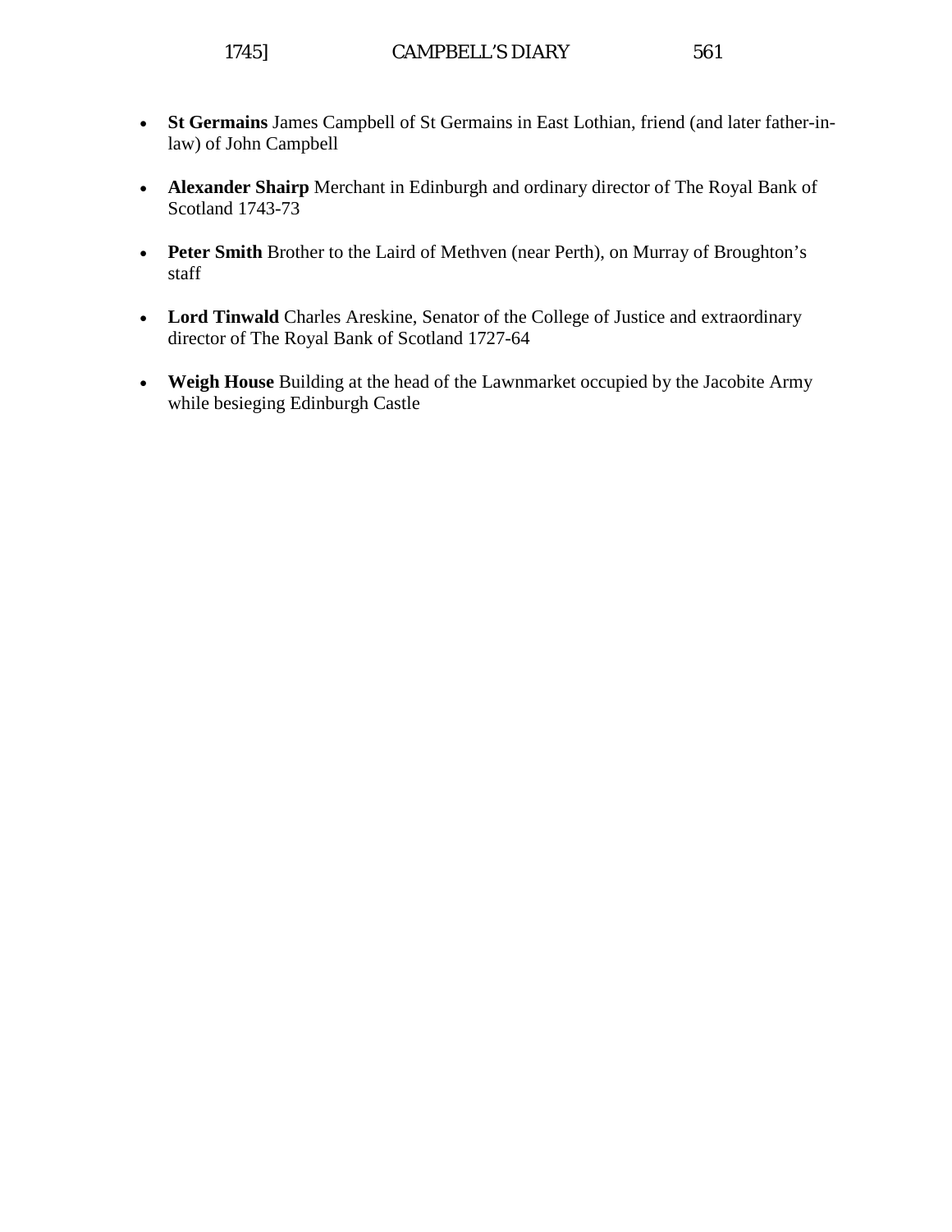- **St Germains** James Campbell of St Germains in East Lothian, friend (and later father-in-law) of John Campbell

- **Alexander Shairp** Merchant in Edinburgh and ordinary director of The Royal Bank of Scotland 1743-73

- **Peter Smith** Brother to the Laird of Methven (near Perth), on Murray of Broughton's staff

- **Lord Tinwald** Charles Areskine, Senator of the College of Justice and extraordinary director of The Royal Bank of Scotland 1727-64

- **Weigh House** Building at the head of the Lawnmarket occupied by the Jacobite Army while besieging Edinburgh Castle